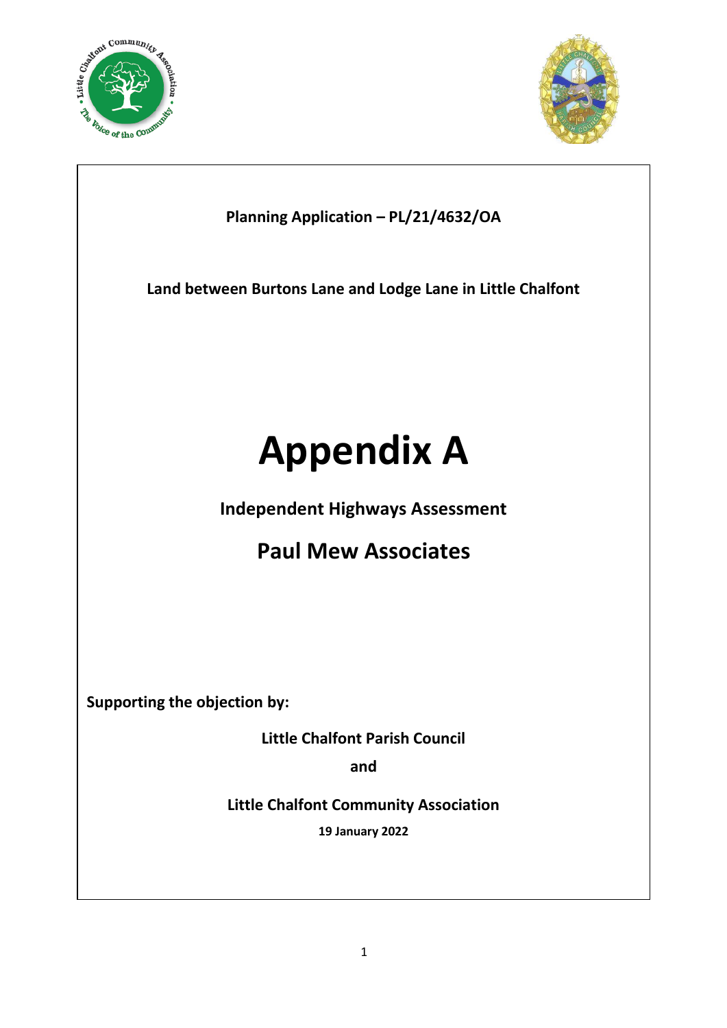**Planning Application – PL/21/4632/OA**

**Land between Burtons Lane and Lodge Lane in Little Chalfont**

# Appendix A

**Independent Highways Assessment**

## Paul Mew Associates

**Supporting the objection by:**

**Little Chalfont Parish Council**

**and**

**Little Chalfont Community Association**

**19 January 2022**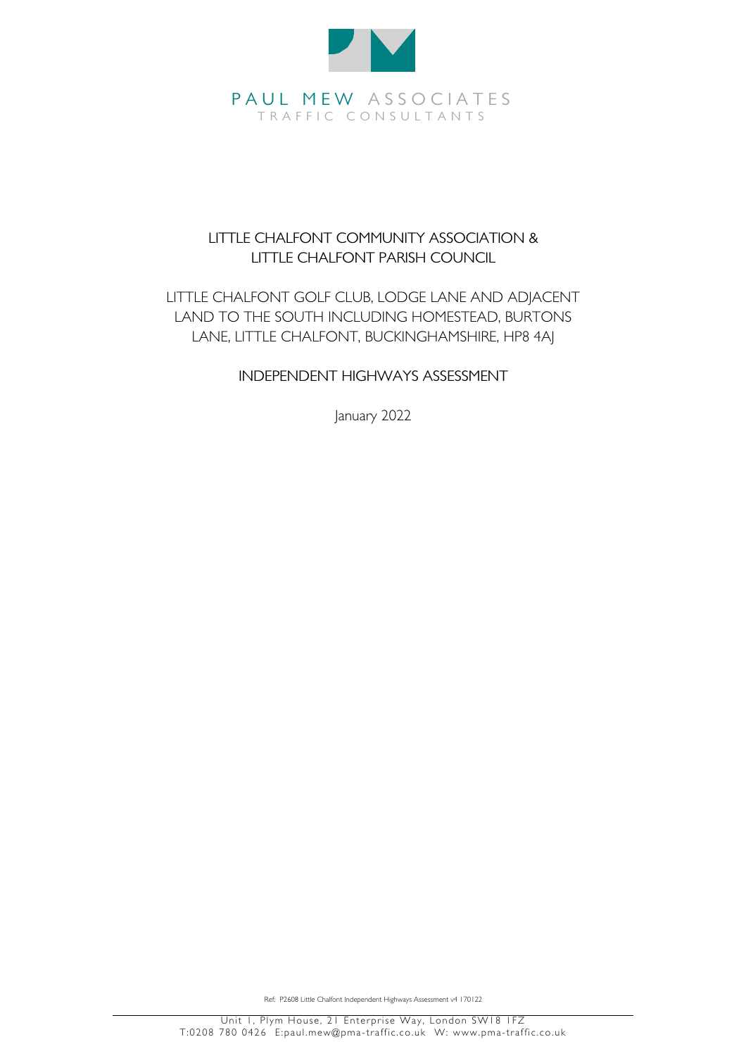PAUL MEW ASSOCIATES
TRAFFIC CONSULTANTS

# LITTLE CHALFONT COMMUNITY ASSOCIATION & LITTLE CHALFONT PARISH COUNCIL

## LITTLE CHALFONT GOLF CLUB, LODGE LANE AND ADJACENT LAND TO THE SOUTH INCLUDING HOMESTEAD, BURTONS LANE, LITTLE CHALFONT, BUCKINGHAMSHIRE, HP8 4AJ

## INDEPENDENT HIGHWAYS ASSESSMENT

January 2022

Ref: P2608 Little Chalfont Independent Highways Assessment v4 170122

Unit 1, Plym House, 21 Enterprise Way, London SW18 1FZ
T:0208 780 0426 E:paul.mew@pma-traffic.co.uk W: www.pma-traffic.co.uk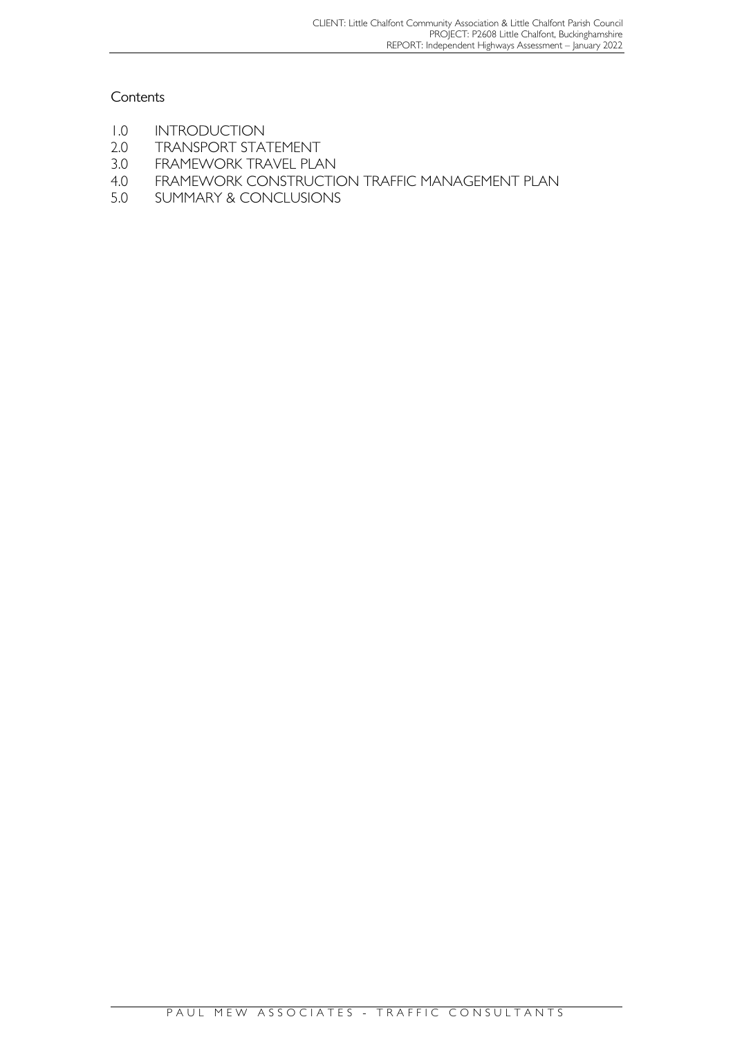Contents

1.0 INTRODUCTION
2.0 TRANSPORT STATEMENT
3.0 FRAMEWORK TRAVEL PLAN
4.0 FRAMEWORK CONSTRUCTION TRAFFIC MANAGEMENT PLAN
5.0 SUMMARY & CONCLUSIONS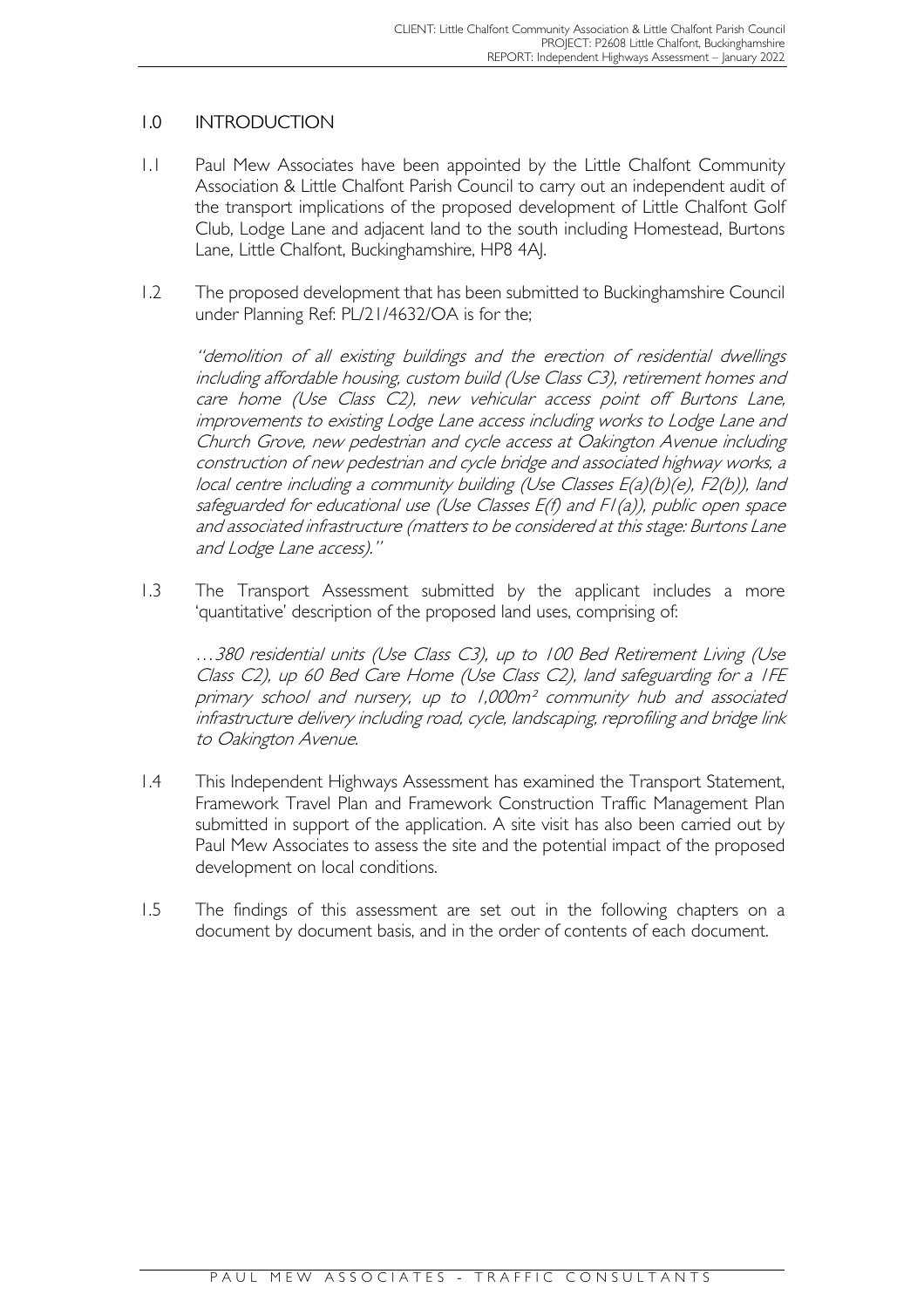## 1.0 INTRODUCTION

1.1 Paul Mew Associates have been appointed by the Little Chalfont Community Association & Little Chalfont Parish Council to carry out an independent audit of the transport implications of the proposed development of Little Chalfont Golf Club, Lodge Lane and adjacent land to the south including Homestead, Burtons Lane, Little Chalfont, Buckinghamshire, HP8 4AJ.

1.2 The proposed development that has been submitted to Buckinghamshire Council under Planning Ref: PL/21/4632/OA is for the;

*"demolition of all existing buildings and the erection of residential dwellings including affordable housing, custom build (Use Class C3), retirement homes and care home (Use Class C2), new vehicular access point off Burtons Lane, improvements to existing Lodge Lane access including works to Lodge Lane and Church Grove, new pedestrian and cycle access at Oakington Avenue including construction of new pedestrian and cycle bridge and associated highway works, a local centre including a community building (Use Classes E(a)(b)(e), F2(b)), land safeguarded for educational use (Use Classes E(f) and F1(a)), public open space and associated infrastructure (matters to be considered at this stage: Burtons Lane and Lodge Lane access)."*

1.3 The Transport Assessment submitted by the applicant includes a more 'quantitative' description of the proposed land uses, comprising of:

*…380 residential units (Use Class C3), up to 100 Bed Retirement Living (Use Class C2), up 60 Bed Care Home (Use Class C2), land safeguarding for a 1FE primary school and nursery, up to 1,000m² community hub and associated infrastructure delivery including road, cycle, landscaping, reprofiling and bridge link to Oakington Avenue.*

1.4 This Independent Highways Assessment has examined the Transport Statement, Framework Travel Plan and Framework Construction Traffic Management Plan submitted in support of the application. A site visit has also been carried out by Paul Mew Associates to assess the site and the potential impact of the proposed development on local conditions.

1.5 The findings of this assessment are set out in the following chapters on a document by document basis, and in the order of contents of each document.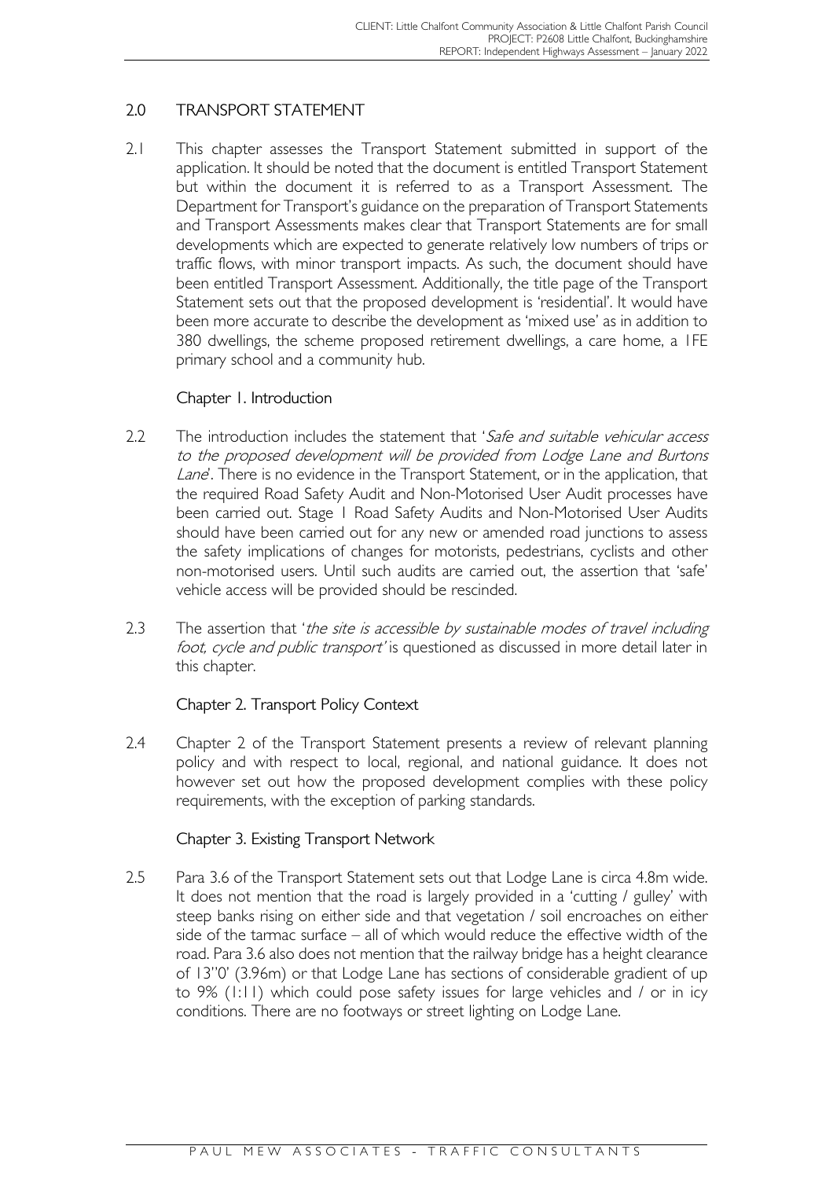## 2.0 TRANSPORT STATEMENT

2.1 This chapter assesses the Transport Statement submitted in support of the application. It should be noted that the document is entitled Transport Statement but within the document it is referred to as a Transport Assessment. The Department for Transport's guidance on the preparation of Transport Statements and Transport Assessments makes clear that Transport Statements are for small developments which are expected to generate relatively low numbers of trips or traffic flows, with minor transport impacts. As such, the document should have been entitled Transport Assessment. Additionally, the title page of the Transport Statement sets out that the proposed development is 'residential'. It would have been more accurate to describe the development as 'mixed use' as in addition to 380 dwellings, the scheme proposed retirement dwellings, a care home, a 1FE primary school and a community hub.

### Chapter 1. Introduction

2.2 The introduction includes the statement that '*Safe and suitable vehicular access to the proposed development will be provided from Lodge Lane and Burtons Lane*'. There is no evidence in the Transport Statement, or in the application, that the required Road Safety Audit and Non-Motorised User Audit processes have been carried out. Stage 1 Road Safety Audits and Non-Motorised User Audits should have been carried out for any new or amended road junctions to assess the safety implications of changes for motorists, pedestrians, cyclists and other non-motorised users. Until such audits are carried out, the assertion that 'safe' vehicle access will be provided should be rescinded.

2.3 The assertion that '*the site is accessible by sustainable modes of travel including foot, cycle and public transport*' is questioned as discussed in more detail later in this chapter.

### Chapter 2. Transport Policy Context

2.4 Chapter 2 of the Transport Statement presents a review of relevant planning policy and with respect to local, regional, and national guidance. It does not however set out how the proposed development complies with these policy requirements, with the exception of parking standards.

### Chapter 3. Existing Transport Network

2.5 Para 3.6 of the Transport Statement sets out that Lodge Lane is circa 4.8m wide. It does not mention that the road is largely provided in a 'cutting / gulley' with steep banks rising on either side and that vegetation / soil encroaches on either side of the tarmac surface – all of which would reduce the effective width of the road. Para 3.6 also does not mention that the railway bridge has a height clearance of 13"0' (3.96m) or that Lodge Lane has sections of considerable gradient of up to 9% (1:11) which could pose safety issues for large vehicles and / or in icy conditions. There are no footways or street lighting on Lodge Lane.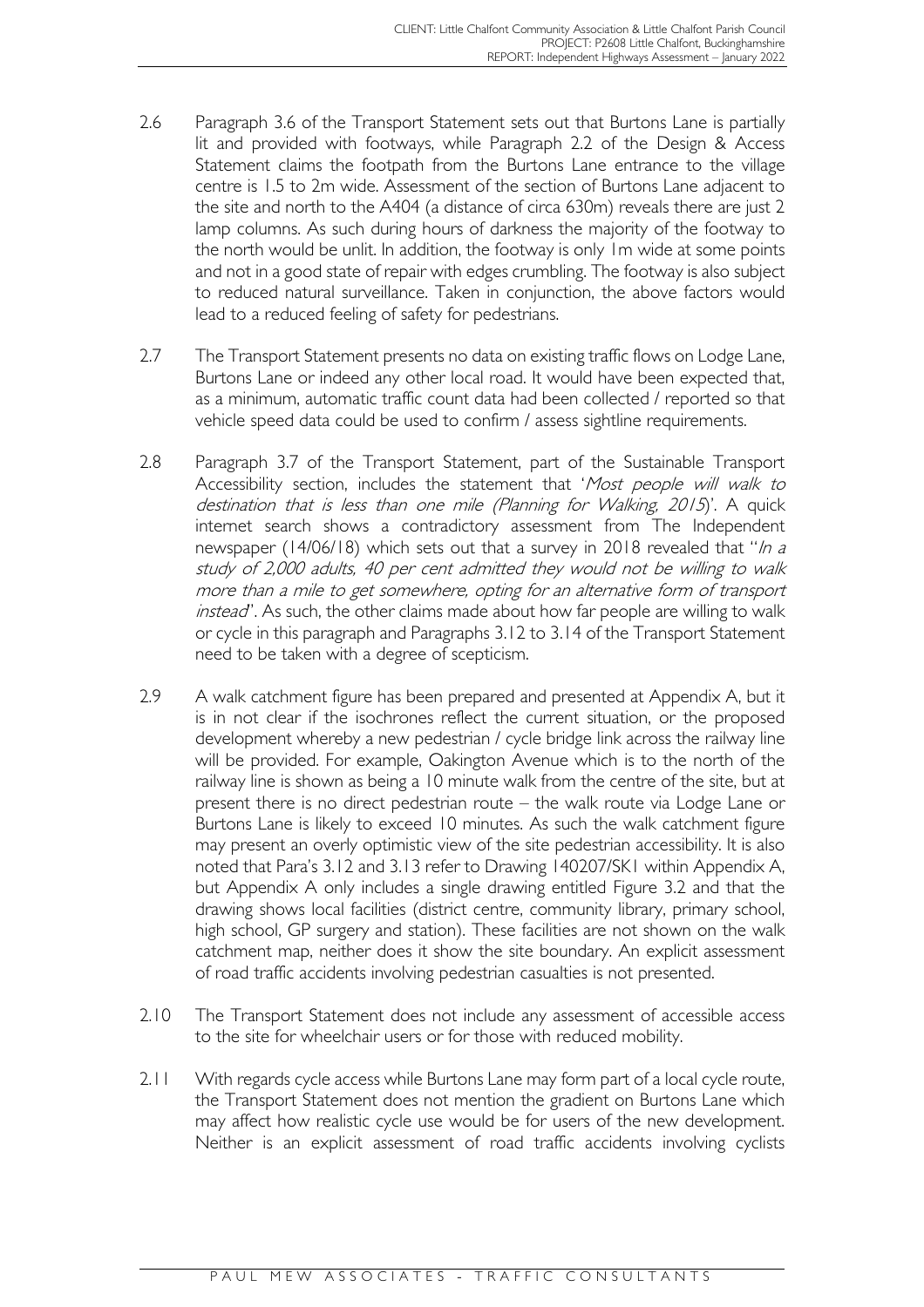2.6 Paragraph 3.6 of the Transport Statement sets out that Burtons Lane is partially lit and provided with footways, while Paragraph 2.2 of the Design & Access Statement claims the footpath from the Burtons Lane entrance to the village centre is 1.5 to 2m wide. Assessment of the section of Burtons Lane adjacent to the site and north to the A404 (a distance of circa 630m) reveals there are just 2 lamp columns. As such during hours of darkness the majority of the footway to the north would be unlit. In addition, the footway is only 1m wide at some points and not in a good state of repair with edges crumbling. The footway is also subject to reduced natural surveillance. Taken in conjunction, the above factors would lead to a reduced feeling of safety for pedestrians.

2.7 The Transport Statement presents no data on existing traffic flows on Lodge Lane, Burtons Lane or indeed any other local road. It would have been expected that, as a minimum, automatic traffic count data had been collected / reported so that vehicle speed data could be used to confirm / assess sightline requirements.

2.8 Paragraph 3.7 of the Transport Statement, part of the Sustainable Transport Accessibility section, includes the statement that '*Most people will walk to destination that is less than one mile (Planning for Walking, 2015)*'. A quick internet search shows a contradictory assessment from The Independent newspaper (14/06/18) which sets out that a survey in 2018 revealed that "*In a study of 2,000 adults, 40 per cent admitted they would not be willing to walk more than a mile to get somewhere, opting for an alternative form of transport instead*". As such, the other claims made about how far people are willing to walk or cycle in this paragraph and Paragraphs 3.12 to 3.14 of the Transport Statement need to be taken with a degree of scepticism.

2.9 A walk catchment figure has been prepared and presented at Appendix A, but it is in not clear if the isochrones reflect the current situation, or the proposed development whereby a new pedestrian / cycle bridge link across the railway line will be provided. For example, Oakington Avenue which is to the north of the railway line is shown as being a 10 minute walk from the centre of the site, but at present there is no direct pedestrian route – the walk route via Lodge Lane or Burtons Lane is likely to exceed 10 minutes. As such the walk catchment figure may present an overly optimistic view of the site pedestrian accessibility. It is also noted that Para's 3.12 and 3.13 refer to Drawing 140207/SK1 within Appendix A, but Appendix A only includes a single drawing entitled Figure 3.2 and that the drawing shows local facilities (district centre, community library, primary school, high school, GP surgery and station). These facilities are not shown on the walk catchment map, neither does it show the site boundary. An explicit assessment of road traffic accidents involving pedestrian casualties is not presented.

2.10 The Transport Statement does not include any assessment of accessible access to the site for wheelchair users or for those with reduced mobility.

2.11 With regards cycle access while Burtons Lane may form part of a local cycle route, the Transport Statement does not mention the gradient on Burtons Lane which may affect how realistic cycle use would be for users of the new development. Neither is an explicit assessment of road traffic accidents involving cyclists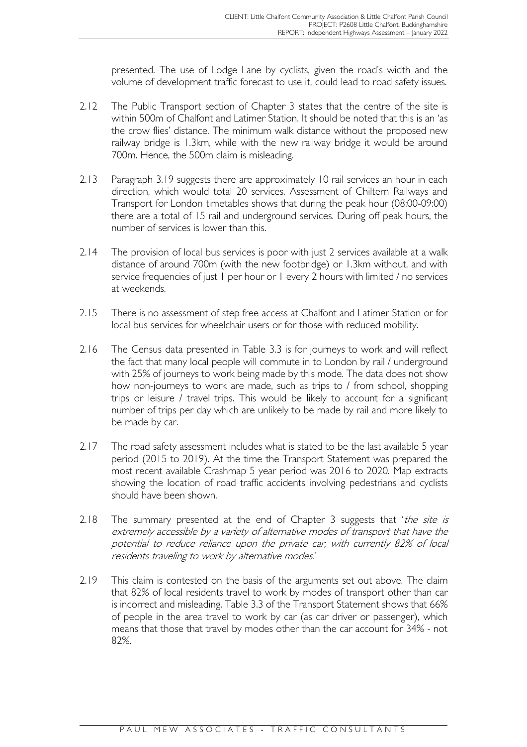presented. The use of Lodge Lane by cyclists, given the road's width and the volume of development traffic forecast to use it, could lead to road safety issues.

2.12 The Public Transport section of Chapter 3 states that the centre of the site is within 500m of Chalfont and Latimer Station. It should be noted that this is an 'as the crow flies' distance. The minimum walk distance without the proposed new railway bridge is 1.3km, while with the new railway bridge it would be around 700m. Hence, the 500m claim is misleading.

2.13 Paragraph 3.19 suggests there are approximately 10 rail services an hour in each direction, which would total 20 services. Assessment of Chiltern Railways and Transport for London timetables shows that during the peak hour (08:00-09:00) there are a total of 15 rail and underground services. During off peak hours, the number of services is lower than this.

2.14 The provision of local bus services is poor with just 2 services available at a walk distance of around 700m (with the new footbridge) or 1.3km without, and with service frequencies of just 1 per hour or 1 every 2 hours with limited / no services at weekends.

2.15 There is no assessment of step free access at Chalfont and Latimer Station or for local bus services for wheelchair users or for those with reduced mobility.

2.16 The Census data presented in Table 3.3 is for journeys to work and will reflect the fact that many local people will commute in to London by rail / underground with 25% of journeys to work being made by this mode. The data does not show how non-journeys to work are made, such as trips to / from school, shopping trips or leisure / travel trips. This would be likely to account for a significant number of trips per day which are unlikely to be made by rail and more likely to be made by car.

2.17 The road safety assessment includes what is stated to be the last available 5 year period (2015 to 2019). At the time the Transport Statement was prepared the most recent available Crashmap 5 year period was 2016 to 2020. Map extracts showing the location of road traffic accidents involving pedestrians and cyclists should have been shown.

2.18 The summary presented at the end of Chapter 3 suggests that '*the site is extremely accessible by a variety of alternative modes of transport that have the potential to reduce reliance upon the private car, with currently 82% of local residents traveling to work by alternative modes*.'

2.19 This claim is contested on the basis of the arguments set out above. The claim that 82% of local residents travel to work by modes of transport other than car is incorrect and misleading. Table 3.3 of the Transport Statement shows that 66% of people in the area travel to work by car (as car driver or passenger), which means that those that travel by modes other than the car account for 34% - not 82%.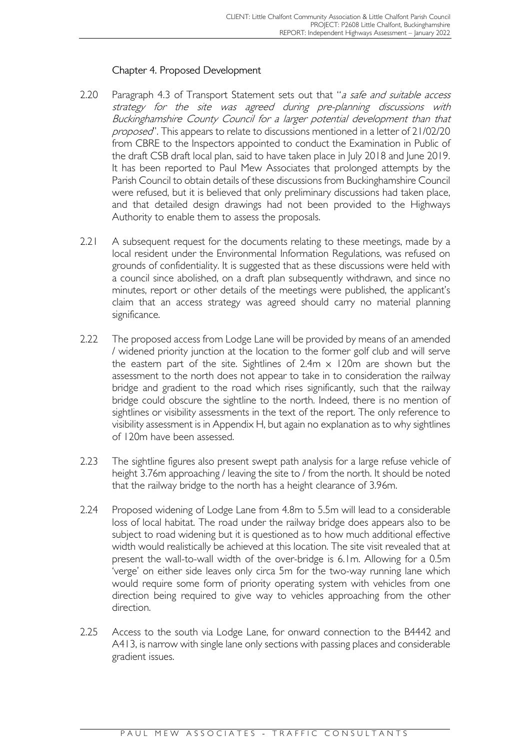### Chapter 4. Proposed Development

2.20 Paragraph 4.3 of Transport Statement sets out that "*a safe and suitable access strategy for the site was agreed during pre-planning discussions with Buckinghamshire County Council for a larger potential development than that proposed*". This appears to relate to discussions mentioned in a letter of 21/02/20 from CBRE to the Inspectors appointed to conduct the Examination in Public of the draft CSB draft local plan, said to have taken place in July 2018 and June 2019. It has been reported to Paul Mew Associates that prolonged attempts by the Parish Council to obtain details of these discussions from Buckinghamshire Council were refused, but it is believed that only preliminary discussions had taken place, and that detailed design drawings had not been provided to the Highways Authority to enable them to assess the proposals.

2.21 A subsequent request for the documents relating to these meetings, made by a local resident under the Environmental Information Regulations, was refused on grounds of confidentiality. It is suggested that as these discussions were held with a council since abolished, on a draft plan subsequently withdrawn, and since no minutes, report or other details of the meetings were published, the applicant's claim that an access strategy was agreed should carry no material planning significance.

2.22 The proposed access from Lodge Lane will be provided by means of an amended / widened priority junction at the location to the former golf club and will serve the eastern part of the site. Sightlines of 2.4m x 120m are shown but the assessment to the north does not appear to take in to consideration the railway bridge and gradient to the road which rises significantly, such that the railway bridge could obscure the sightline to the north. Indeed, there is no mention of sightlines or visibility assessments in the text of the report. The only reference to visibility assessment is in Appendix H, but again no explanation as to why sightlines of 120m have been assessed.

2.23 The sightline figures also present swept path analysis for a large refuse vehicle of height 3.76m approaching / leaving the site to / from the north. It should be noted that the railway bridge to the north has a height clearance of 3.96m.

2.24 Proposed widening of Lodge Lane from 4.8m to 5.5m will lead to a considerable loss of local habitat. The road under the railway bridge does appears also to be subject to road widening but it is questioned as to how much additional effective width would realistically be achieved at this location. The site visit revealed that at present the wall-to-wall width of the over-bridge is 6.1m. Allowing for a 0.5m 'verge' on either side leaves only circa 5m for the two-way running lane which would require some form of priority operating system with vehicles from one direction being required to give way to vehicles approaching from the other direction.

2.25 Access to the south via Lodge Lane, for onward connection to the B4442 and A413, is narrow with single lane only sections with passing places and considerable gradient issues.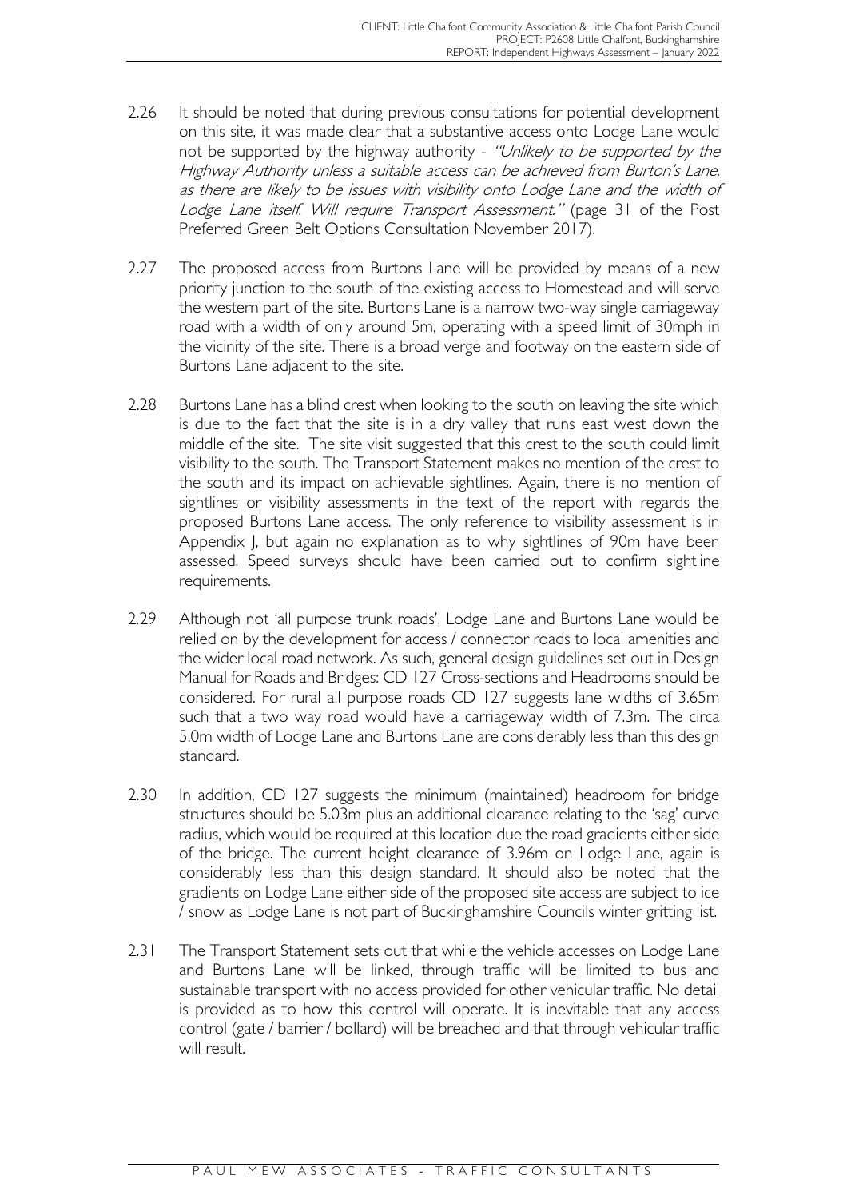2.26 It should be noted that during previous consultations for potential development on this site, it was made clear that a substantive access onto Lodge Lane would not be supported by the highway authority - *"Unlikely to be supported by the Highway Authority unless a suitable access can be achieved from Burton's Lane, as there are likely to be issues with visibility onto Lodge Lane and the width of Lodge Lane itself. Will require Transport Assessment."* (page 31 of the Post Preferred Green Belt Options Consultation November 2017).

2.27 The proposed access from Burtons Lane will be provided by means of a new priority junction to the south of the existing access to Homestead and will serve the western part of the site. Burtons Lane is a narrow two-way single carriageway road with a width of only around 5m, operating with a speed limit of 30mph in the vicinity of the site. There is a broad verge and footway on the eastern side of Burtons Lane adjacent to the site.

2.28 Burtons Lane has a blind crest when looking to the south on leaving the site which is due to the fact that the site is in a dry valley that runs east west down the middle of the site. The site visit suggested that this crest to the south could limit visibility to the south. The Transport Statement makes no mention of the crest to the south and its impact on achievable sightlines. Again, there is no mention of sightlines or visibility assessments in the text of the report with regards the proposed Burtons Lane access. The only reference to visibility assessment is in Appendix J, but again no explanation as to why sightlines of 90m have been assessed. Speed surveys should have been carried out to confirm sightline requirements.

2.29 Although not 'all purpose trunk roads', Lodge Lane and Burtons Lane would be relied on by the development for access / connector roads to local amenities and the wider local road network. As such, general design guidelines set out in Design Manual for Roads and Bridges: CD 127 Cross-sections and Headrooms should be considered. For rural all purpose roads CD 127 suggests lane widths of 3.65m such that a two way road would have a carriageway width of 7.3m. The circa 5.0m width of Lodge Lane and Burtons Lane are considerably less than this design standard.

2.30 In addition, CD 127 suggests the minimum (maintained) headroom for bridge structures should be 5.03m plus an additional clearance relating to the 'sag' curve radius, which would be required at this location due the road gradients either side of the bridge. The current height clearance of 3.96m on Lodge Lane, again is considerably less than this design standard. It should also be noted that the gradients on Lodge Lane either side of the proposed site access are subject to ice / snow as Lodge Lane is not part of Buckinghamshire Councils winter gritting list.

2.31 The Transport Statement sets out that while the vehicle accesses on Lodge Lane and Burtons Lane will be linked, through traffic will be limited to bus and sustainable transport with no access provided for other vehicular traffic. No detail is provided as to how this control will operate. It is inevitable that any access control (gate / barrier / bollard) will be breached and that through vehicular traffic will result.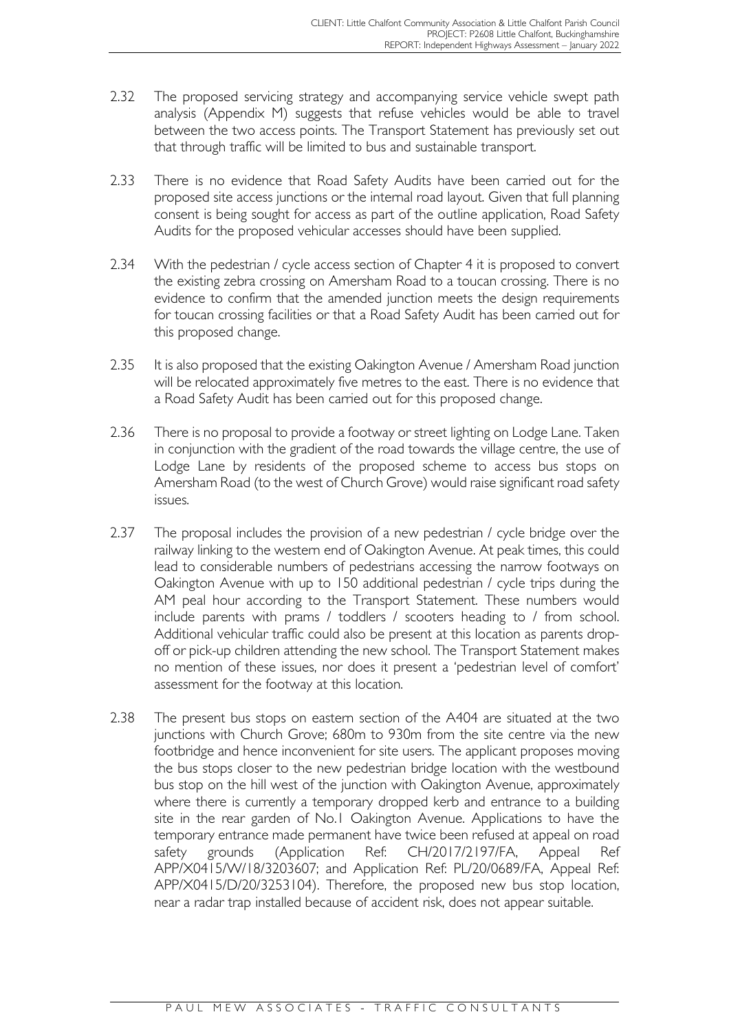2.32 The proposed servicing strategy and accompanying service vehicle swept path analysis (Appendix M) suggests that refuse vehicles would be able to travel between the two access points. The Transport Statement has previously set out that through traffic will be limited to bus and sustainable transport.

2.33 There is no evidence that Road Safety Audits have been carried out for the proposed site access junctions or the internal road layout. Given that full planning consent is being sought for access as part of the outline application, Road Safety Audits for the proposed vehicular accesses should have been supplied.

2.34 With the pedestrian / cycle access section of Chapter 4 it is proposed to convert the existing zebra crossing on Amersham Road to a toucan crossing. There is no evidence to confirm that the amended junction meets the design requirements for toucan crossing facilities or that a Road Safety Audit has been carried out for this proposed change.

2.35 It is also proposed that the existing Oakington Avenue / Amersham Road junction will be relocated approximately five metres to the east. There is no evidence that a Road Safety Audit has been carried out for this proposed change.

2.36 There is no proposal to provide a footway or street lighting on Lodge Lane. Taken in conjunction with the gradient of the road towards the village centre, the use of Lodge Lane by residents of the proposed scheme to access bus stops on Amersham Road (to the west of Church Grove) would raise significant road safety issues.

2.37 The proposal includes the provision of a new pedestrian / cycle bridge over the railway linking to the western end of Oakington Avenue. At peak times, this could lead to considerable numbers of pedestrians accessing the narrow footways on Oakington Avenue with up to 150 additional pedestrian / cycle trips during the AM peal hour according to the Transport Statement. These numbers would include parents with prams / toddlers / scooters heading to / from school. Additional vehicular traffic could also be present at this location as parents drop-off or pick-up children attending the new school. The Transport Statement makes no mention of these issues, nor does it present a 'pedestrian level of comfort' assessment for the footway at this location.

2.38 The present bus stops on eastern section of the A404 are situated at the two junctions with Church Grove; 680m to 930m from the site centre via the new footbridge and hence inconvenient for site users. The applicant proposes moving the bus stops closer to the new pedestrian bridge location with the westbound bus stop on the hill west of the junction with Oakington Avenue, approximately where there is currently a temporary dropped kerb and entrance to a building site in the rear garden of No.1 Oakington Avenue. Applications to have the temporary entrance made permanent have twice been refused at appeal on road safety grounds (Application Ref: CH/2017/2197/FA, Appeal Ref APP/X0415/W/18/3203607; and Application Ref: PL/20/0689/FA, Appeal Ref: APP/X0415/D/20/3253104). Therefore, the proposed new bus stop location, near a radar trap installed because of accident risk, does not appear suitable.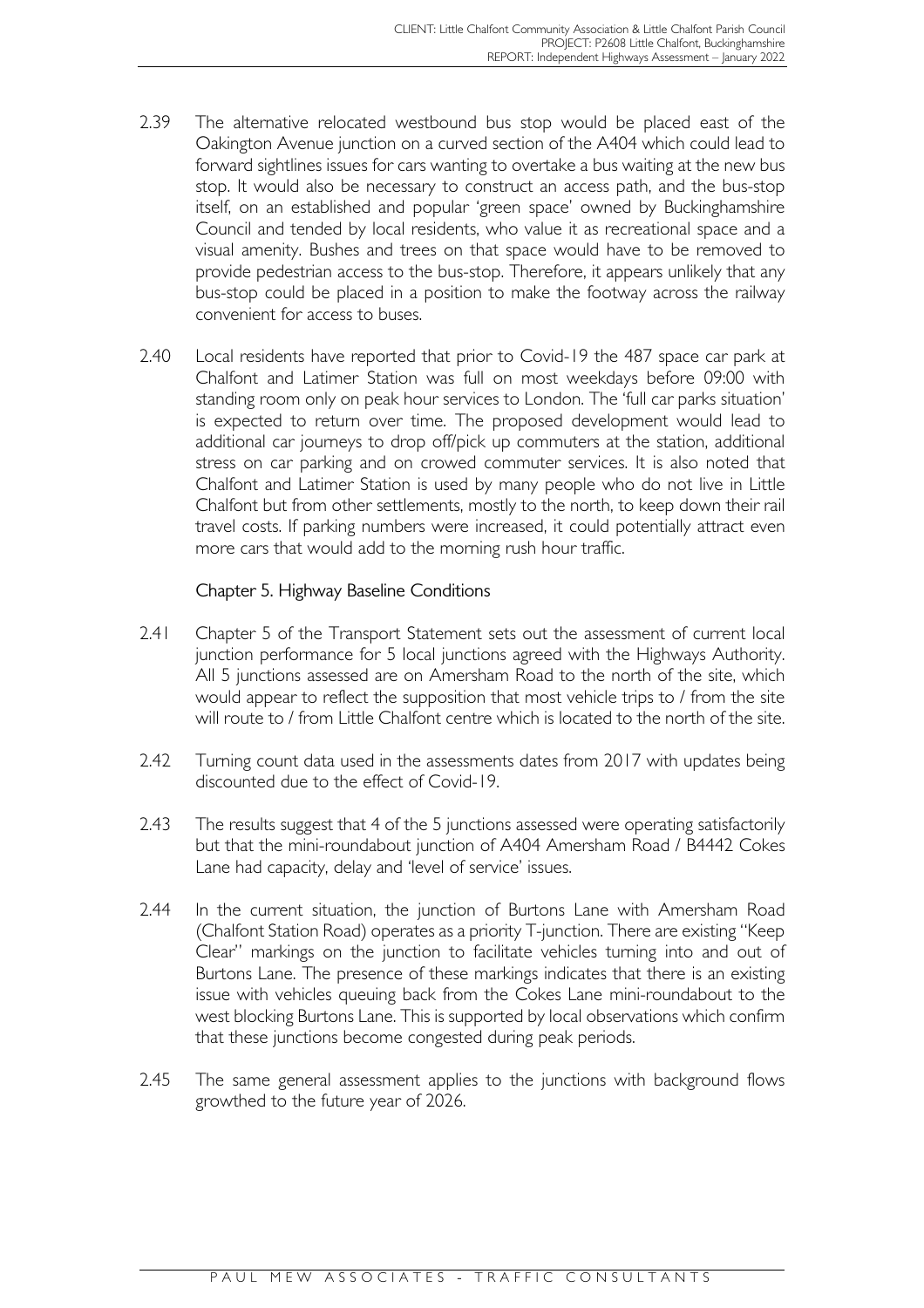2.39 The alternative relocated westbound bus stop would be placed east of the Oakington Avenue junction on a curved section of the A404 which could lead to forward sightlines issues for cars wanting to overtake a bus waiting at the new bus stop. It would also be necessary to construct an access path, and the bus-stop itself, on an established and popular 'green space' owned by Buckinghamshire Council and tended by local residents, who value it as recreational space and a visual amenity. Bushes and trees on that space would have to be removed to provide pedestrian access to the bus-stop. Therefore, it appears unlikely that any bus-stop could be placed in a position to make the footway across the railway convenient for access to buses.

2.40 Local residents have reported that prior to Covid-19 the 487 space car park at Chalfont and Latimer Station was full on most weekdays before 09:00 with standing room only on peak hour services to London. The 'full car parks situation' is expected to return over time. The proposed development would lead to additional car journeys to drop off/pick up commuters at the station, additional stress on car parking and on crowed commuter services. It is also noted that Chalfont and Latimer Station is used by many people who do not live in Little Chalfont but from other settlements, mostly to the north, to keep down their rail travel costs. If parking numbers were increased, it could potentially attract even more cars that would add to the morning rush hour traffic.

### Chapter 5. Highway Baseline Conditions

2.41 Chapter 5 of the Transport Statement sets out the assessment of current local junction performance for 5 local junctions agreed with the Highways Authority. All 5 junctions assessed are on Amersham Road to the north of the site, which would appear to reflect the supposition that most vehicle trips to / from the site will route to / from Little Chalfont centre which is located to the north of the site.

2.42 Turning count data used in the assessments dates from 2017 with updates being discounted due to the effect of Covid-19.

2.43 The results suggest that 4 of the 5 junctions assessed were operating satisfactorily but that the mini-roundabout junction of A404 Amersham Road / B4442 Cokes Lane had capacity, delay and 'level of service' issues.

2.44 In the current situation, the junction of Burtons Lane with Amersham Road (Chalfont Station Road) operates as a priority T-junction. There are existing "Keep Clear" markings on the junction to facilitate vehicles turning into and out of Burtons Lane. The presence of these markings indicates that there is an existing issue with vehicles queuing back from the Cokes Lane mini-roundabout to the west blocking Burtons Lane. This is supported by local observations which confirm that these junctions become congested during peak periods.

2.45 The same general assessment applies to the junctions with background flows growthed to the future year of 2026.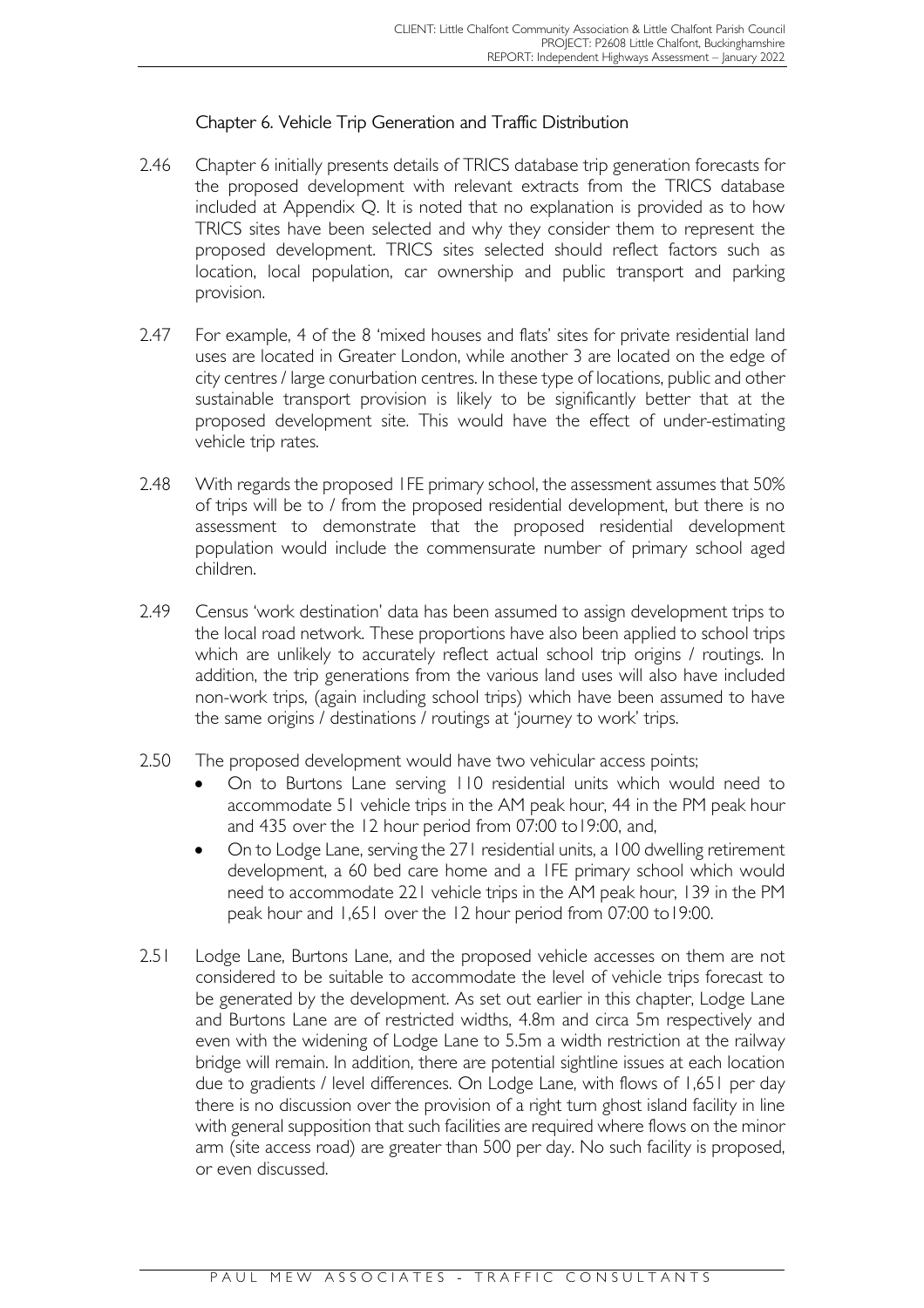## Chapter 6. Vehicle Trip Generation and Traffic Distribution

2.46 Chapter 6 initially presents details of TRICS database trip generation forecasts for the proposed development with relevant extracts from the TRICS database included at Appendix Q. It is noted that no explanation is provided as to how TRICS sites have been selected and why they consider them to represent the proposed development. TRICS sites selected should reflect factors such as location, local population, car ownership and public transport and parking provision.

2.47 For example, 4 of the 8 'mixed houses and flats' sites for private residential land uses are located in Greater London, while another 3 are located on the edge of city centres / large conurbation centres. In these type of locations, public and other sustainable transport provision is likely to be significantly better that at the proposed development site. This would have the effect of under-estimating vehicle trip rates.

2.48 With regards the proposed 1FE primary school, the assessment assumes that 50% of trips will be to / from the proposed residential development, but there is no assessment to demonstrate that the proposed residential development population would include the commensurate number of primary school aged children.

2.49 Census 'work destination' data has been assumed to assign development trips to the local road network. These proportions have also been applied to school trips which are unlikely to accurately reflect actual school trip origins / routings. In addition, the trip generations from the various land uses will also have included non-work trips, (again including school trips) which have been assumed to have the same origins / destinations / routings at 'journey to work' trips.

2.50 The proposed development would have two vehicular access points;

- On to Burtons Lane serving 110 residential units which would need to accommodate 51 vehicle trips in the AM peak hour, 44 in the PM peak hour and 435 over the 12 hour period from 07:00 to19:00, and,
- On to Lodge Lane, serving the 271 residential units, a 100 dwelling retirement development, a 60 bed care home and a 1FE primary school which would need to accommodate 221 vehicle trips in the AM peak hour, 139 in the PM peak hour and 1,651 over the 12 hour period from 07:00 to19:00.

2.51 Lodge Lane, Burtons Lane, and the proposed vehicle accesses on them are not considered to be suitable to accommodate the level of vehicle trips forecast to be generated by the development. As set out earlier in this chapter, Lodge Lane and Burtons Lane are of restricted widths, 4.8m and circa 5m respectively and even with the widening of Lodge Lane to 5.5m a width restriction at the railway bridge will remain. In addition, there are potential sightline issues at each location due to gradients / level differences. On Lodge Lane, with flows of 1,651 per day there is no discussion over the provision of a right turn ghost island facility in line with general supposition that such facilities are required where flows on the minor arm (site access road) are greater than 500 per day. No such facility is proposed, or even discussed.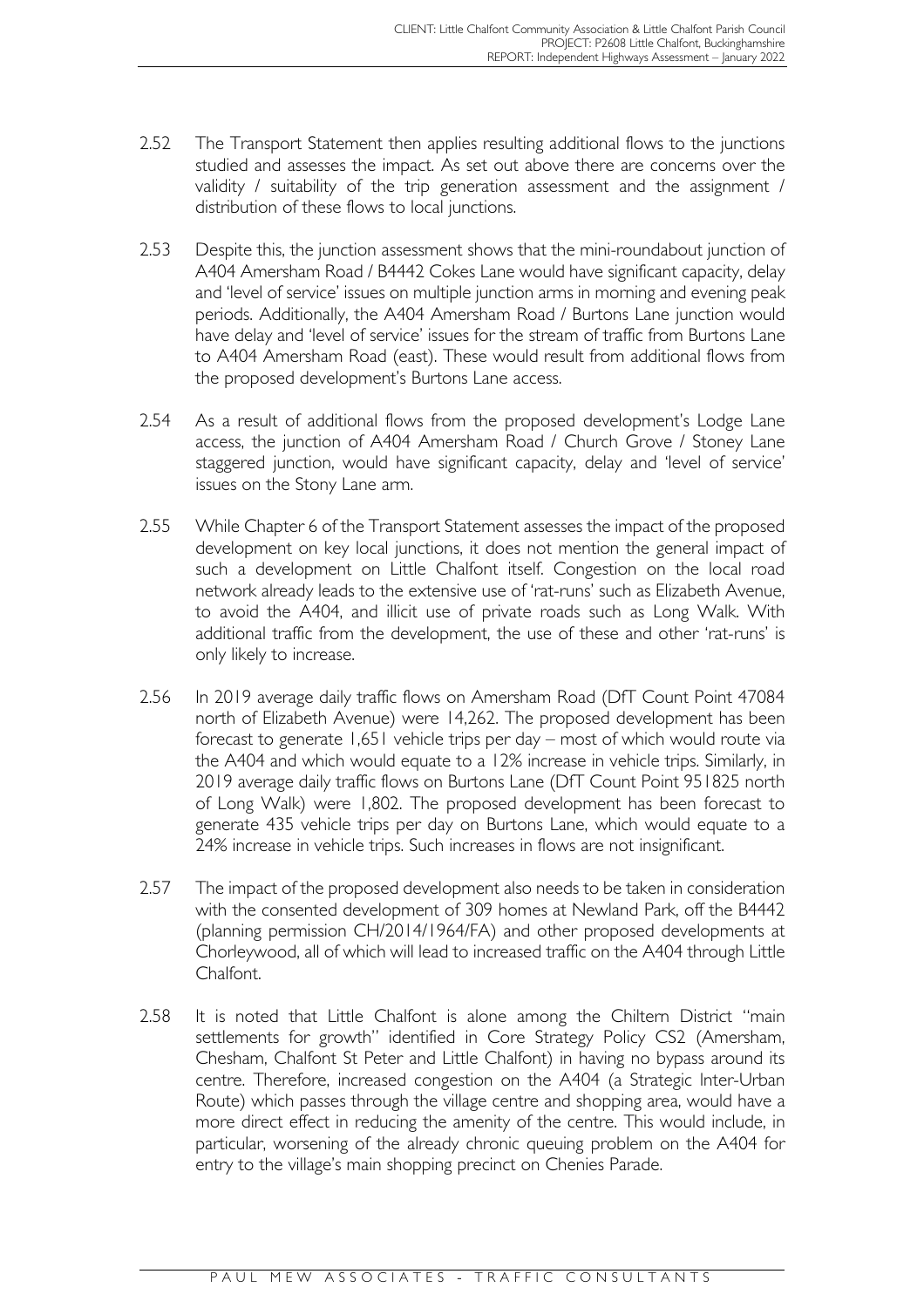2.52 The Transport Statement then applies resulting additional flows to the junctions studied and assesses the impact. As set out above there are concerns over the validity / suitability of the trip generation assessment and the assignment / distribution of these flows to local junctions.

2.53 Despite this, the junction assessment shows that the mini-roundabout junction of A404 Amersham Road / B4442 Cokes Lane would have significant capacity, delay and 'level of service' issues on multiple junction arms in morning and evening peak periods. Additionally, the A404 Amersham Road / Burtons Lane junction would have delay and 'level of service' issues for the stream of traffic from Burtons Lane to A404 Amersham Road (east). These would result from additional flows from the proposed development's Burtons Lane access.

2.54 As a result of additional flows from the proposed development's Lodge Lane access, the junction of A404 Amersham Road / Church Grove / Stoney Lane staggered junction, would have significant capacity, delay and 'level of service' issues on the Stony Lane arm.

2.55 While Chapter 6 of the Transport Statement assesses the impact of the proposed development on key local junctions, it does not mention the general impact of such a development on Little Chalfont itself. Congestion on the local road network already leads to the extensive use of 'rat-runs' such as Elizabeth Avenue, to avoid the A404, and illicit use of private roads such as Long Walk. With additional traffic from the development, the use of these and other 'rat-runs' is only likely to increase.

2.56 In 2019 average daily traffic flows on Amersham Road (DfT Count Point 47084 north of Elizabeth Avenue) were 14,262. The proposed development has been forecast to generate 1,651 vehicle trips per day – most of which would route via the A404 and which would equate to a 12% increase in vehicle trips. Similarly, in 2019 average daily traffic flows on Burtons Lane (DfT Count Point 951825 north of Long Walk) were 1,802. The proposed development has been forecast to generate 435 vehicle trips per day on Burtons Lane, which would equate to a 24% increase in vehicle trips. Such increases in flows are not insignificant.

2.57 The impact of the proposed development also needs to be taken in consideration with the consented development of 309 homes at Newland Park, off the B4442 (planning permission CH/2014/1964/FA) and other proposed developments at Chorleywood, all of which will lead to increased traffic on the A404 through Little Chalfont.

2.58 It is noted that Little Chalfont is alone among the Chiltern District "main settlements for growth" identified in Core Strategy Policy CS2 (Amersham, Chesham, Chalfont St Peter and Little Chalfont) in having no bypass around its centre. Therefore, increased congestion on the A404 (a Strategic Inter-Urban Route) which passes through the village centre and shopping area, would have a more direct effect in reducing the amenity of the centre. This would include, in particular, worsening of the already chronic queuing problem on the A404 for entry to the village's main shopping precinct on Chenies Parade.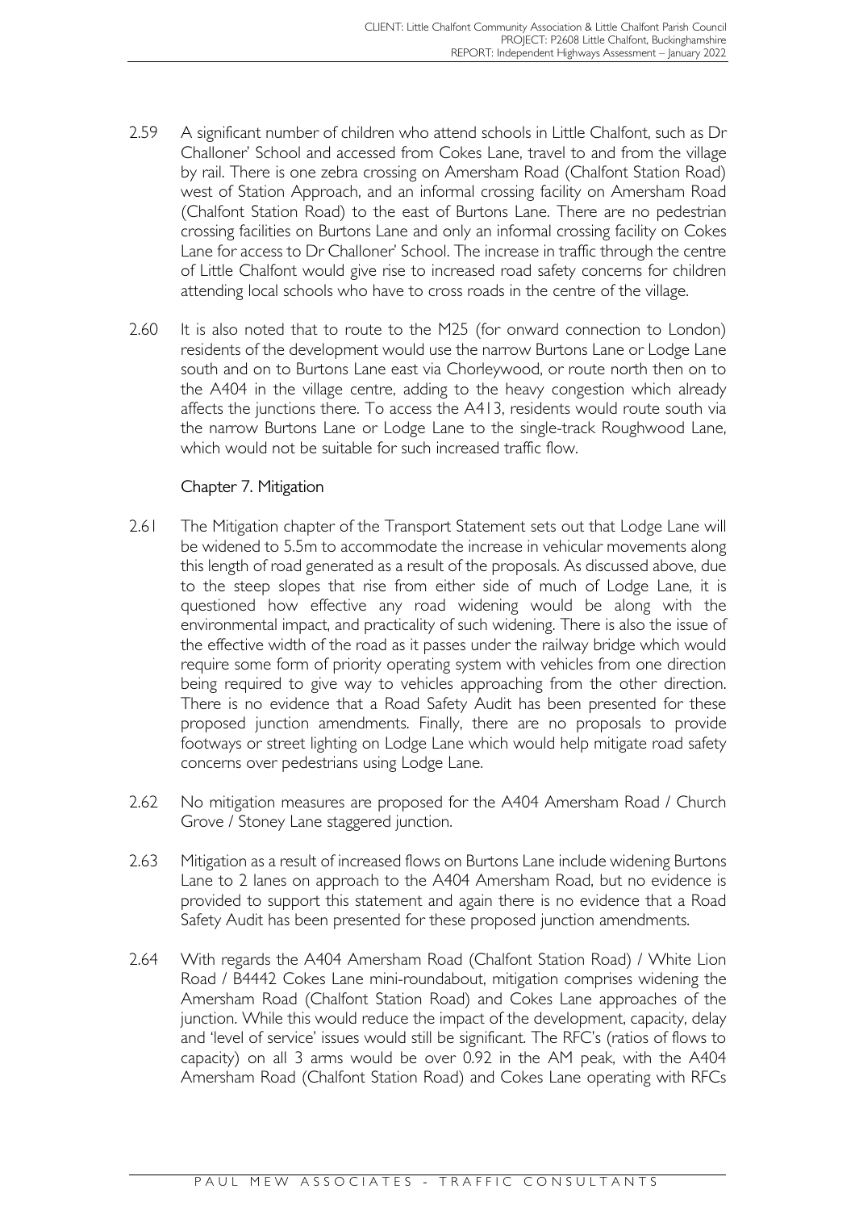2.59 A significant number of children who attend schools in Little Chalfont, such as Dr Challoner' School and accessed from Cokes Lane, travel to and from the village by rail. There is one zebra crossing on Amersham Road (Chalfont Station Road) west of Station Approach, and an informal crossing facility on Amersham Road (Chalfont Station Road) to the east of Burtons Lane. There are no pedestrian crossing facilities on Burtons Lane and only an informal crossing facility on Cokes Lane for access to Dr Challoner' School. The increase in traffic through the centre of Little Chalfont would give rise to increased road safety concerns for children attending local schools who have to cross roads in the centre of the village.

2.60 It is also noted that to route to the M25 (for onward connection to London) residents of the development would use the narrow Burtons Lane or Lodge Lane south and on to Burtons Lane east via Chorleywood, or route north then on to the A404 in the village centre, adding to the heavy congestion which already affects the junctions there. To access the A413, residents would route south via the narrow Burtons Lane or Lodge Lane to the single-track Roughwood Lane, which would not be suitable for such increased traffic flow.

### Chapter 7. Mitigation

2.61 The Mitigation chapter of the Transport Statement sets out that Lodge Lane will be widened to 5.5m to accommodate the increase in vehicular movements along this length of road generated as a result of the proposals. As discussed above, due to the steep slopes that rise from either side of much of Lodge Lane, it is questioned how effective any road widening would be along with the environmental impact, and practicality of such widening. There is also the issue of the effective width of the road as it passes under the railway bridge which would require some form of priority operating system with vehicles from one direction being required to give way to vehicles approaching from the other direction. There is no evidence that a Road Safety Audit has been presented for these proposed junction amendments. Finally, there are no proposals to provide footways or street lighting on Lodge Lane which would help mitigate road safety concerns over pedestrians using Lodge Lane.

2.62 No mitigation measures are proposed for the A404 Amersham Road / Church Grove / Stoney Lane staggered junction.

2.63 Mitigation as a result of increased flows on Burtons Lane include widening Burtons Lane to 2 lanes on approach to the A404 Amersham Road, but no evidence is provided to support this statement and again there is no evidence that a Road Safety Audit has been presented for these proposed junction amendments.

2.64 With regards the A404 Amersham Road (Chalfont Station Road) / White Lion Road / B4442 Cokes Lane mini-roundabout, mitigation comprises widening the Amersham Road (Chalfont Station Road) and Cokes Lane approaches of the junction. While this would reduce the impact of the development, capacity, delay and 'level of service' issues would still be significant. The RFC's (ratios of flows to capacity) on all 3 arms would be over 0.92 in the AM peak, with the A404 Amersham Road (Chalfont Station Road) and Cokes Lane operating with RFCs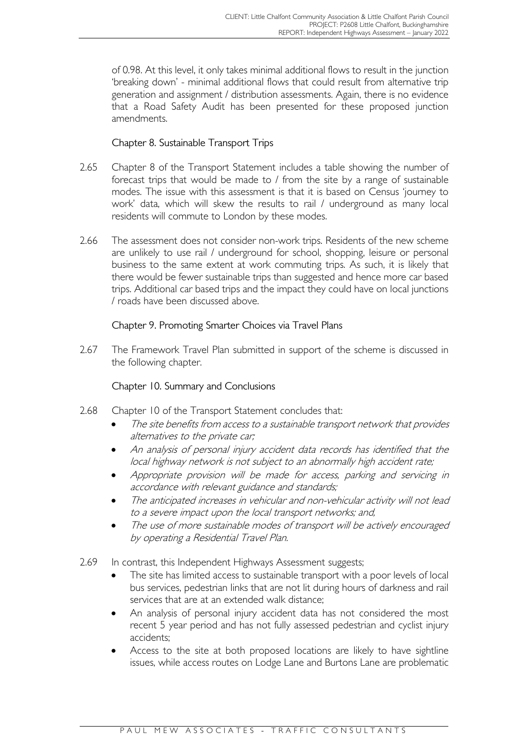of 0.98. At this level, it only takes minimal additional flows to result in the junction 'breaking down' - minimal additional flows that could result from alternative trip generation and assignment / distribution assessments. Again, there is no evidence that a Road Safety Audit has been presented for these proposed junction amendments.

### Chapter 8. Sustainable Transport Trips

2.65 Chapter 8 of the Transport Statement includes a table showing the number of forecast trips that would be made to / from the site by a range of sustainable modes. The issue with this assessment is that it is based on Census 'journey to work' data, which will skew the results to rail / underground as many local residents will commute to London by these modes.

2.66 The assessment does not consider non-work trips. Residents of the new scheme are unlikely to use rail / underground for school, shopping, leisure or personal business to the same extent at work commuting trips. As such, it is likely that there would be fewer sustainable trips than suggested and hence more car based trips. Additional car based trips and the impact they could have on local junctions / roads have been discussed above.

### Chapter 9. Promoting Smarter Choices via Travel Plans

2.67 The Framework Travel Plan submitted in support of the scheme is discussed in the following chapter.

### Chapter 10. Summary and Conclusions

2.68 Chapter 10 of the Transport Statement concludes that:

- *The site benefits from access to a sustainable transport network that provides alternatives to the private car;*
- *An analysis of personal injury accident data records has identified that the local highway network is not subject to an abnormally high accident rate;*
- *Appropriate provision will be made for access, parking and servicing in accordance with relevant guidance and standards;*
- *The anticipated increases in vehicular and non-vehicular activity will not lead to a severe impact upon the local transport networks; and,*
- *The use of more sustainable modes of transport will be actively encouraged by operating a Residential Travel Plan.*

2.69 In contrast, this Independent Highways Assessment suggests;

- The site has limited access to sustainable transport with a poor levels of local bus services, pedestrian links that are not lit during hours of darkness and rail services that are at an extended walk distance;
- An analysis of personal injury accident data has not considered the most recent 5 year period and has not fully assessed pedestrian and cyclist injury accidents;
- Access to the site at both proposed locations are likely to have sightline issues, while access routes on Lodge Lane and Burtons Lane are problematic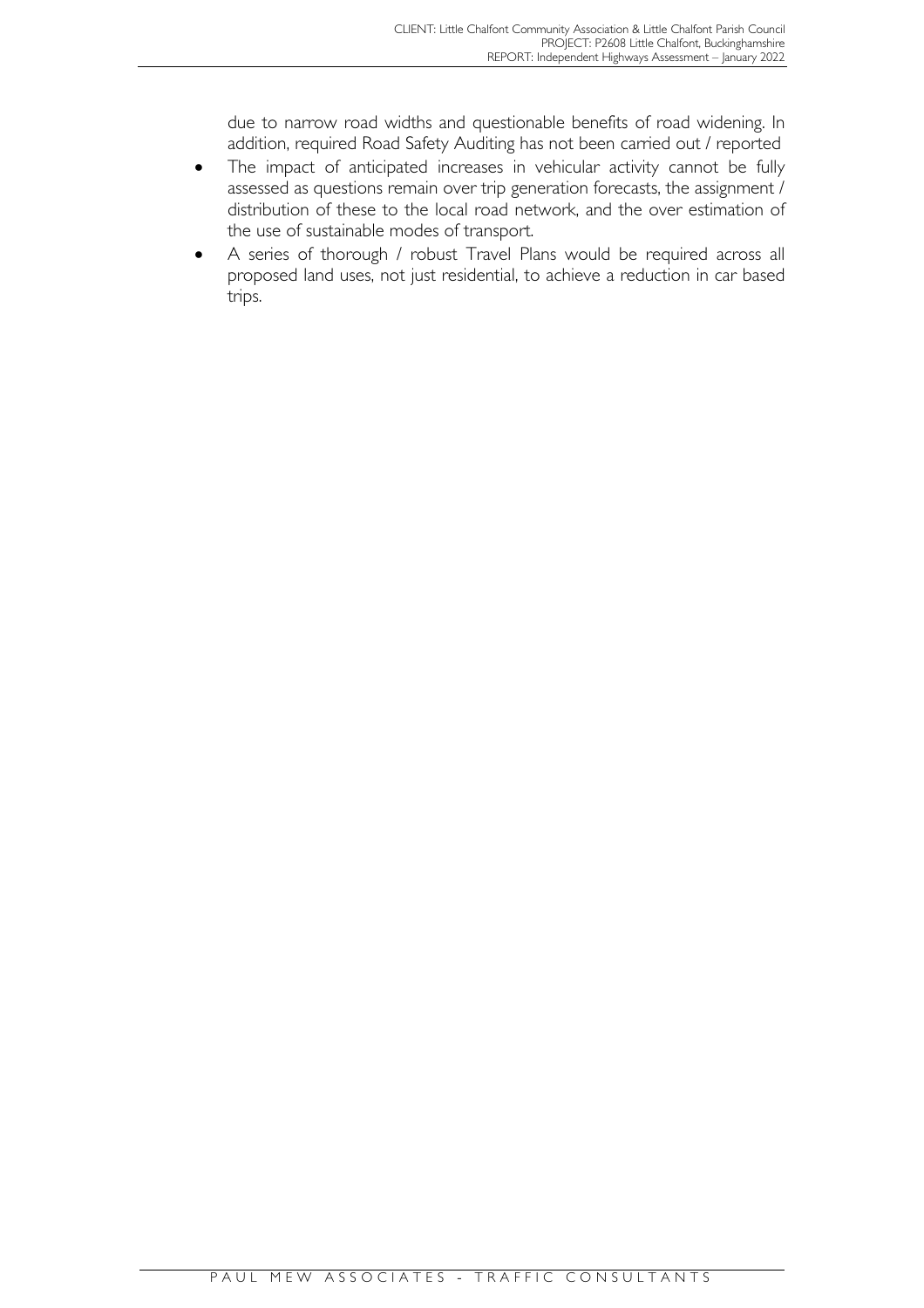due to narrow road widths and questionable benefits of road widening. In addition, required Road Safety Auditing has not been carried out / reported

- The impact of anticipated increases in vehicular activity cannot be fully assessed as questions remain over trip generation forecasts, the assignment / distribution of these to the local road network, and the over estimation of the use of sustainable modes of transport.
- A series of thorough / robust Travel Plans would be required across all proposed land uses, not just residential, to achieve a reduction in car based trips.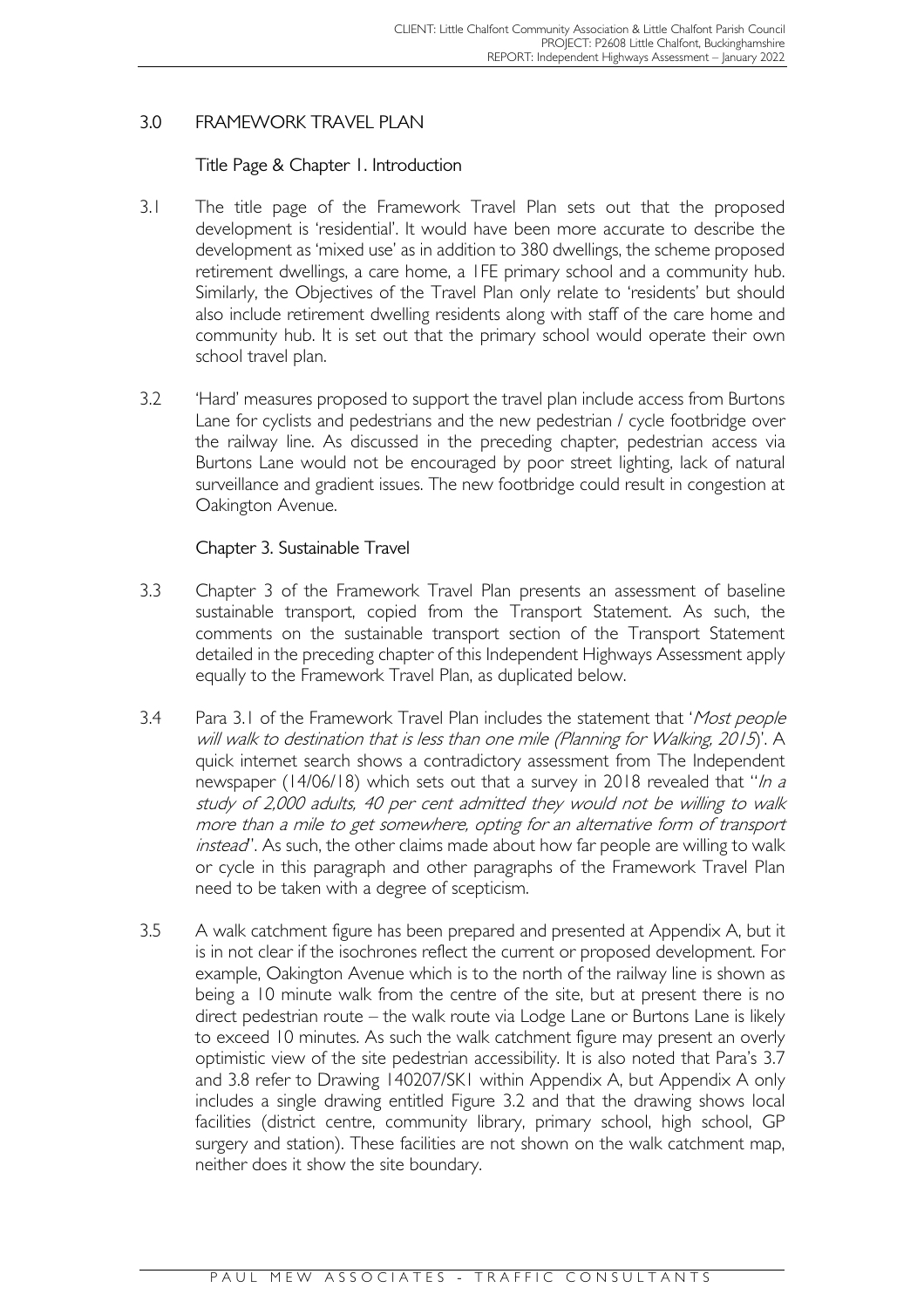## 3.0 FRAMEWORK TRAVEL PLAN

### Title Page & Chapter 1. Introduction

3.1 The title page of the Framework Travel Plan sets out that the proposed development is 'residential'. It would have been more accurate to describe the development as 'mixed use' as in addition to 380 dwellings, the scheme proposed retirement dwellings, a care home, a 1FE primary school and a community hub. Similarly, the Objectives of the Travel Plan only relate to 'residents' but should also include retirement dwelling residents along with staff of the care home and community hub. It is set out that the primary school would operate their own school travel plan.

3.2 'Hard' measures proposed to support the travel plan include access from Burtons Lane for cyclists and pedestrians and the new pedestrian / cycle footbridge over the railway line. As discussed in the preceding chapter, pedestrian access via Burtons Lane would not be encouraged by poor street lighting, lack of natural surveillance and gradient issues. The new footbridge could result in congestion at Oakington Avenue.

### Chapter 3. Sustainable Travel

3.3 Chapter 3 of the Framework Travel Plan presents an assessment of baseline sustainable transport, copied from the Transport Statement. As such, the comments on the sustainable transport section of the Transport Statement detailed in the preceding chapter of this Independent Highways Assessment apply equally to the Framework Travel Plan, as duplicated below.

3.4 Para 3.1 of the Framework Travel Plan includes the statement that '*Most people will walk to destination that is less than one mile (Planning for Walking, 2015)*'. A quick internet search shows a contradictory assessment from The Independent newspaper (14/06/18) which sets out that a survey in 2018 revealed that "*In a study of 2,000 adults, 40 per cent admitted they would not be willing to walk more than a mile to get somewhere, opting for an alternative form of transport instead*". As such, the other claims made about how far people are willing to walk or cycle in this paragraph and other paragraphs of the Framework Travel Plan need to be taken with a degree of scepticism.

3.5 A walk catchment figure has been prepared and presented at Appendix A, but it is in not clear if the isochrones reflect the current or proposed development. For example, Oakington Avenue which is to the north of the railway line is shown as being a 10 minute walk from the centre of the site, but at present there is no direct pedestrian route – the walk route via Lodge Lane or Burtons Lane is likely to exceed 10 minutes. As such the walk catchment figure may present an overly optimistic view of the site pedestrian accessibility. It is also noted that Para's 3.7 and 3.8 refer to Drawing 140207/SK1 within Appendix A, but Appendix A only includes a single drawing entitled Figure 3.2 and that the drawing shows local facilities (district centre, community library, primary school, high school, GP surgery and station). These facilities are not shown on the walk catchment map, neither does it show the site boundary.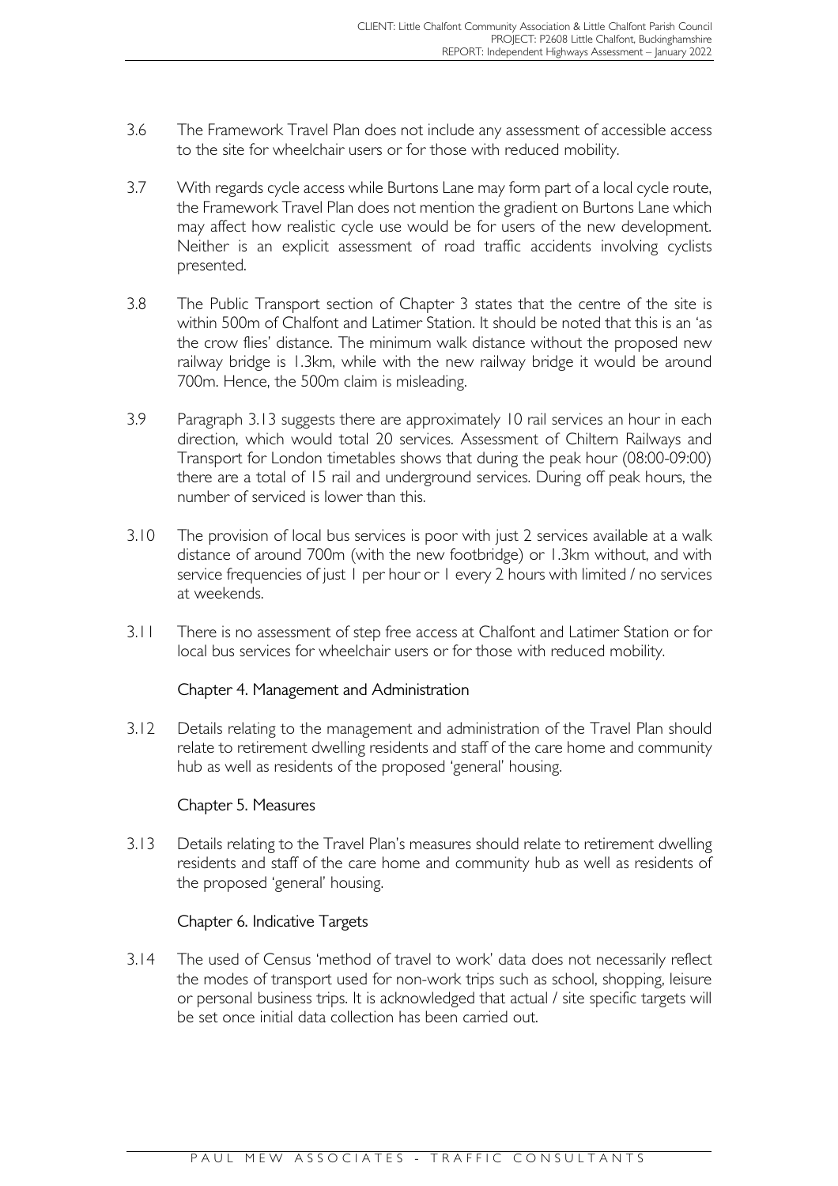3.6 The Framework Travel Plan does not include any assessment of accessible access to the site for wheelchair users or for those with reduced mobility.

3.7 With regards cycle access while Burtons Lane may form part of a local cycle route, the Framework Travel Plan does not mention the gradient on Burtons Lane which may affect how realistic cycle use would be for users of the new development. Neither is an explicit assessment of road traffic accidents involving cyclists presented.

3.8 The Public Transport section of Chapter 3 states that the centre of the site is within 500m of Chalfont and Latimer Station. It should be noted that this is an 'as the crow flies' distance. The minimum walk distance without the proposed new railway bridge is 1.3km, while with the new railway bridge it would be around 700m. Hence, the 500m claim is misleading.

3.9 Paragraph 3.13 suggests there are approximately 10 rail services an hour in each direction, which would total 20 services. Assessment of Chiltern Railways and Transport for London timetables shows that during the peak hour (08:00-09:00) there are a total of 15 rail and underground services. During off peak hours, the number of serviced is lower than this.

3.10 The provision of local bus services is poor with just 2 services available at a walk distance of around 700m (with the new footbridge) or 1.3km without, and with service frequencies of just 1 per hour or 1 every 2 hours with limited / no services at weekends.

3.11 There is no assessment of step free access at Chalfont and Latimer Station or for local bus services for wheelchair users or for those with reduced mobility.

### Chapter 4. Management and Administration

3.12 Details relating to the management and administration of the Travel Plan should relate to retirement dwelling residents and staff of the care home and community hub as well as residents of the proposed 'general' housing.

### Chapter 5. Measures

3.13 Details relating to the Travel Plan's measures should relate to retirement dwelling residents and staff of the care home and community hub as well as residents of the proposed 'general' housing.

### Chapter 6. Indicative Targets

3.14 The used of Census 'method of travel to work' data does not necessarily reflect the modes of transport used for non-work trips such as school, shopping, leisure or personal business trips. It is acknowledged that actual / site specific targets will be set once initial data collection has been carried out.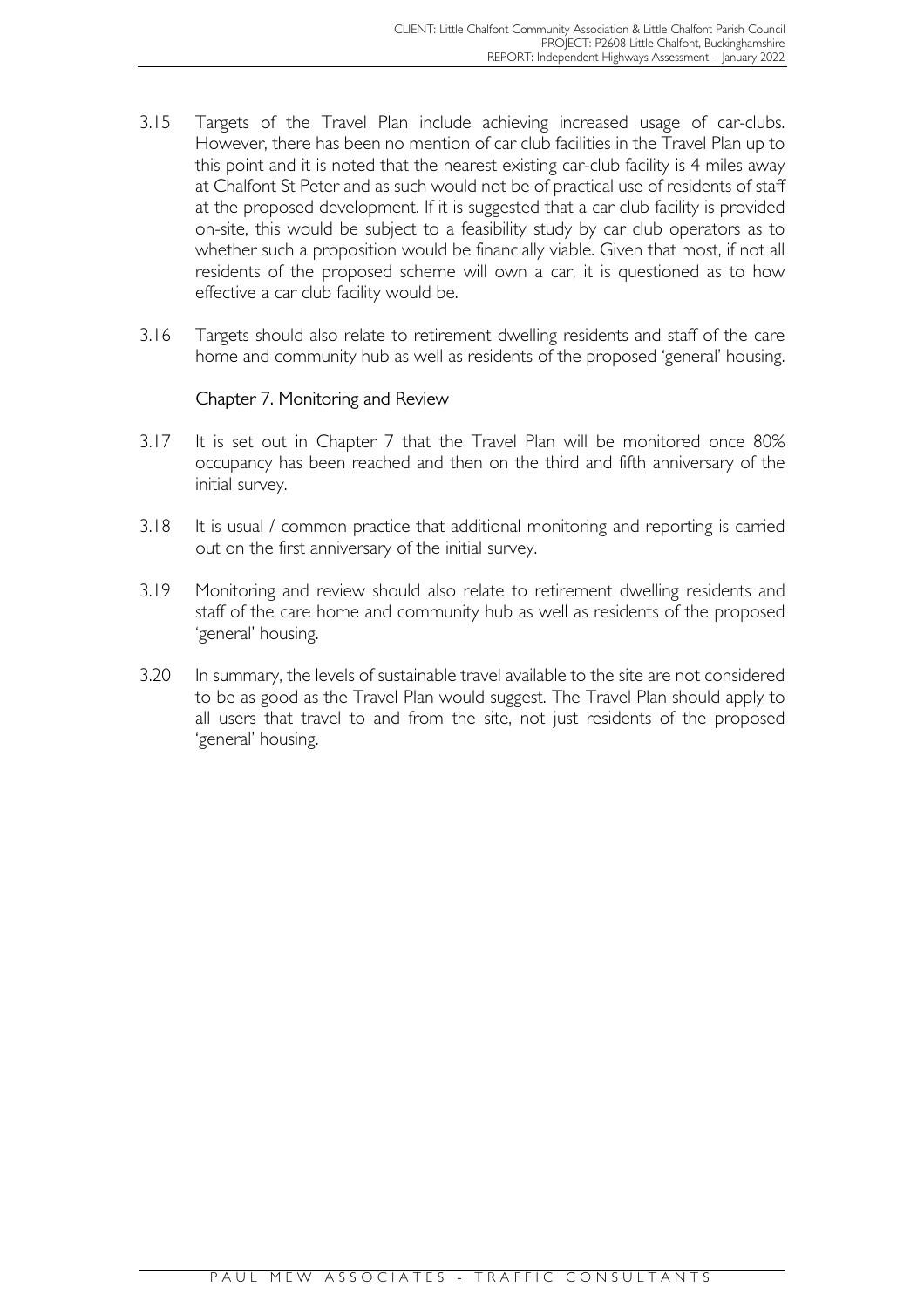3.15 Targets of the Travel Plan include achieving increased usage of car-clubs. However, there has been no mention of car club facilities in the Travel Plan up to this point and it is noted that the nearest existing car-club facility is 4 miles away at Chalfont St Peter and as such would not be of practical use of residents of staff at the proposed development. If it is suggested that a car club facility is provided on-site, this would be subject to a feasibility study by car club operators as to whether such a proposition would be financially viable. Given that most, if not all residents of the proposed scheme will own a car, it is questioned as to how effective a car club facility would be.

3.16 Targets should also relate to retirement dwelling residents and staff of the care home and community hub as well as residents of the proposed 'general' housing.

### Chapter 7. Monitoring and Review

3.17 It is set out in Chapter 7 that the Travel Plan will be monitored once 80% occupancy has been reached and then on the third and fifth anniversary of the initial survey.

3.18 It is usual / common practice that additional monitoring and reporting is carried out on the first anniversary of the initial survey.

3.19 Monitoring and review should also relate to retirement dwelling residents and staff of the care home and community hub as well as residents of the proposed 'general' housing.

3.20 In summary, the levels of sustainable travel available to the site are not considered to be as good as the Travel Plan would suggest. The Travel Plan should apply to all users that travel to and from the site, not just residents of the proposed 'general' housing.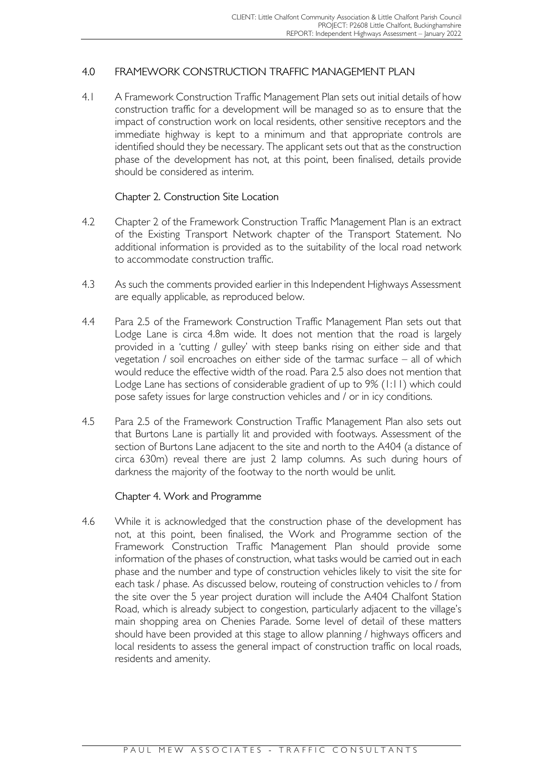## 4.0 FRAMEWORK CONSTRUCTION TRAFFIC MANAGEMENT PLAN

4.1 A Framework Construction Traffic Management Plan sets out initial details of how construction traffic for a development will be managed so as to ensure that the impact of construction work on local residents, other sensitive receptors and the immediate highway is kept to a minimum and that appropriate controls are identified should they be necessary. The applicant sets out that as the construction phase of the development has not, at this point, been finalised, details provide should be considered as interim.

### Chapter 2. Construction Site Location

4.2 Chapter 2 of the Framework Construction Traffic Management Plan is an extract of the Existing Transport Network chapter of the Transport Statement. No additional information is provided as to the suitability of the local road network to accommodate construction traffic.

4.3 As such the comments provided earlier in this Independent Highways Assessment are equally applicable, as reproduced below.

4.4 Para 2.5 of the Framework Construction Traffic Management Plan sets out that Lodge Lane is circa 4.8m wide. It does not mention that the road is largely provided in a 'cutting / gulley' with steep banks rising on either side and that vegetation / soil encroaches on either side of the tarmac surface – all of which would reduce the effective width of the road. Para 2.5 also does not mention that Lodge Lane has sections of considerable gradient of up to 9% (1:11) which could pose safety issues for large construction vehicles and / or in icy conditions.

4.5 Para 2.5 of the Framework Construction Traffic Management Plan also sets out that Burtons Lane is partially lit and provided with footways. Assessment of the section of Burtons Lane adjacent to the site and north to the A404 (a distance of circa 630m) reveal there are just 2 lamp columns. As such during hours of darkness the majority of the footway to the north would be unlit.

### Chapter 4. Work and Programme

4.6 While it is acknowledged that the construction phase of the development has not, at this point, been finalised, the Work and Programme section of the Framework Construction Traffic Management Plan should provide some information of the phases of construction, what tasks would be carried out in each phase and the number and type of construction vehicles likely to visit the site for each task / phase. As discussed below, routeing of construction vehicles to / from the site over the 5 year project duration will include the A404 Chalfont Station Road, which is already subject to congestion, particularly adjacent to the village's main shopping area on Chenies Parade. Some level of detail of these matters should have been provided at this stage to allow planning / highways officers and local residents to assess the general impact of construction traffic on local roads, residents and amenity.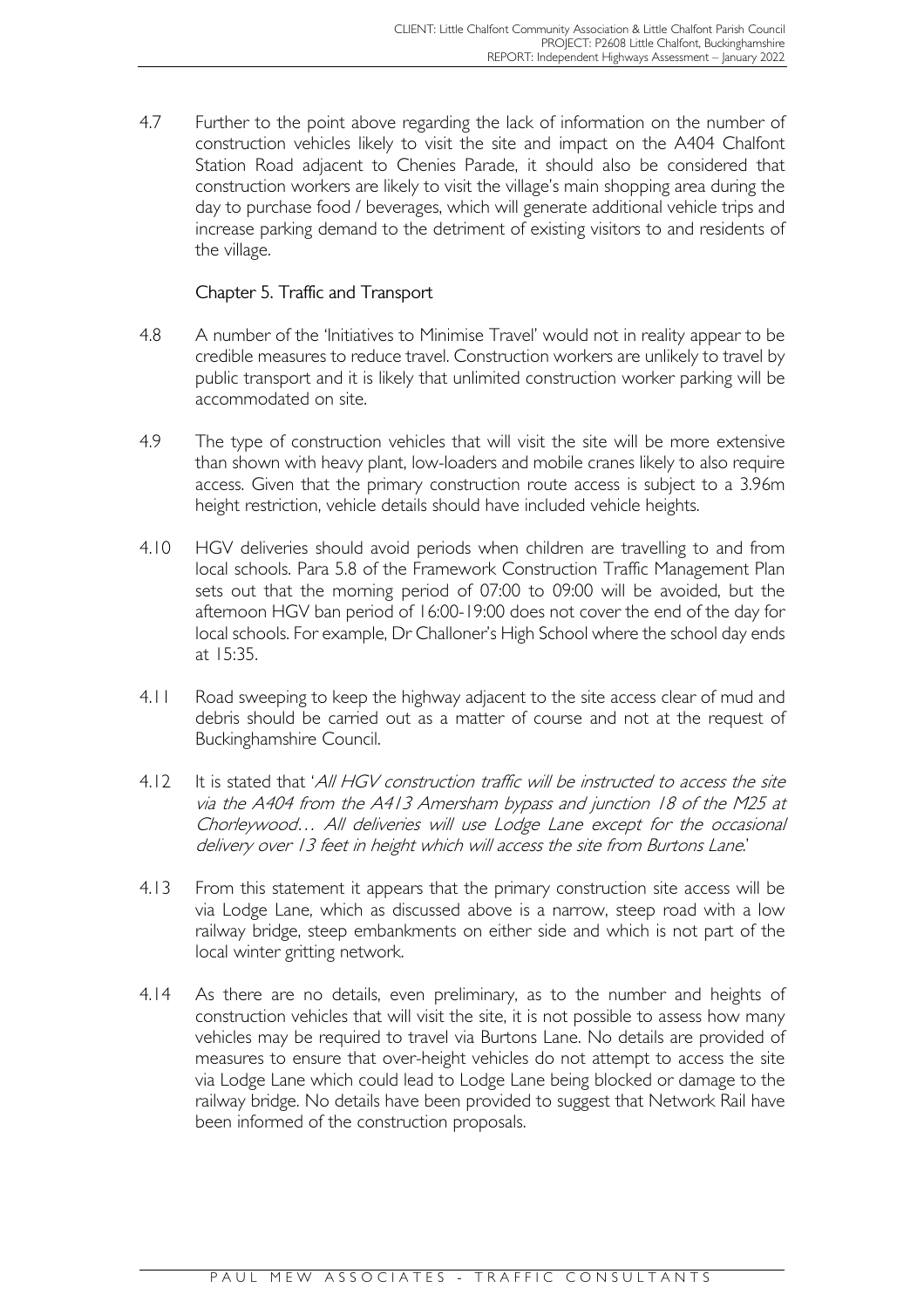4.7 Further to the point above regarding the lack of information on the number of construction vehicles likely to visit the site and impact on the A404 Chalfont Station Road adjacent to Chenies Parade, it should also be considered that construction workers are likely to visit the village's main shopping area during the day to purchase food / beverages, which will generate additional vehicle trips and increase parking demand to the detriment of existing visitors to and residents of the village.

### Chapter 5. Traffic and Transport

4.8 A number of the 'Initiatives to Minimise Travel' would not in reality appear to be credible measures to reduce travel. Construction workers are unlikely to travel by public transport and it is likely that unlimited construction worker parking will be accommodated on site.

4.9 The type of construction vehicles that will visit the site will be more extensive than shown with heavy plant, low-loaders and mobile cranes likely to also require access. Given that the primary construction route access is subject to a 3.96m height restriction, vehicle details should have included vehicle heights.

4.10 HGV deliveries should avoid periods when children are travelling to and from local schools. Para 5.8 of the Framework Construction Traffic Management Plan sets out that the morning period of 07:00 to 09:00 will be avoided, but the afternoon HGV ban period of 16:00-19:00 does not cover the end of the day for local schools. For example, Dr Challoner's High School where the school day ends at 15:35.

4.11 Road sweeping to keep the highway adjacent to the site access clear of mud and debris should be carried out as a matter of course and not at the request of Buckinghamshire Council.

4.12 It is stated that '*All HGV construction traffic will be instructed to access the site via the A404 from the A413 Amersham bypass and junction 18 of the M25 at Chorleywood… All deliveries will use Lodge Lane except for the occasional delivery over 13 feet in height which will access the site from Burtons Lane.*'

4.13 From this statement it appears that the primary construction site access will be via Lodge Lane, which as discussed above is a narrow, steep road with a low railway bridge, steep embankments on either side and which is not part of the local winter gritting network.

4.14 As there are no details, even preliminary, as to the number and heights of construction vehicles that will visit the site, it is not possible to assess how many vehicles may be required to travel via Burtons Lane. No details are provided of measures to ensure that over-height vehicles do not attempt to access the site via Lodge Lane which could lead to Lodge Lane being blocked or damage to the railway bridge. No details have been provided to suggest that Network Rail have been informed of the construction proposals.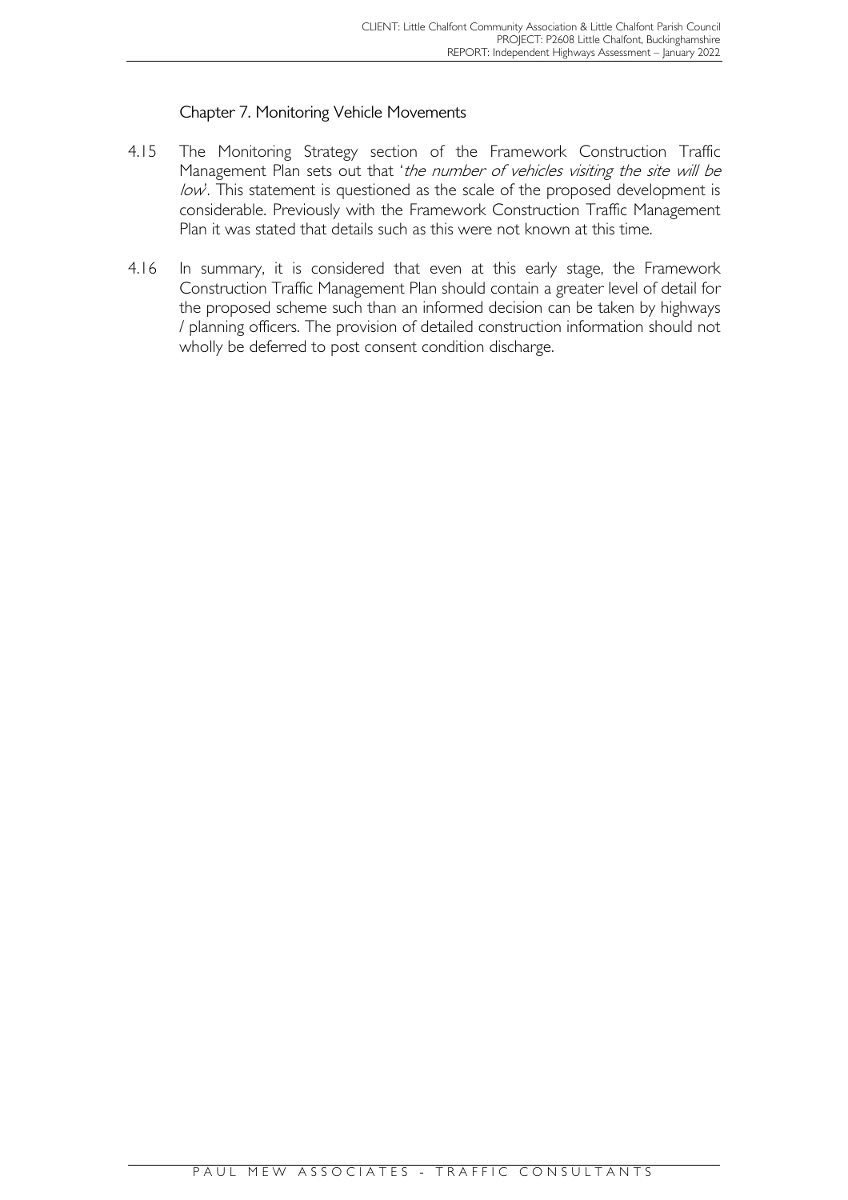### Chapter 7. Monitoring Vehicle Movements

4.15 The Monitoring Strategy section of the Framework Construction Traffic Management Plan sets out that '*the number of vehicles visiting the site will be low*'. This statement is questioned as the scale of the proposed development is considerable. Previously with the Framework Construction Traffic Management Plan it was stated that details such as this were not known at this time.

4.16 In summary, it is considered that even at this early stage, the Framework Construction Traffic Management Plan should contain a greater level of detail for the proposed scheme such than an informed decision can be taken by highways / planning officers. The provision of detailed construction information should not wholly be deferred to post consent condition discharge.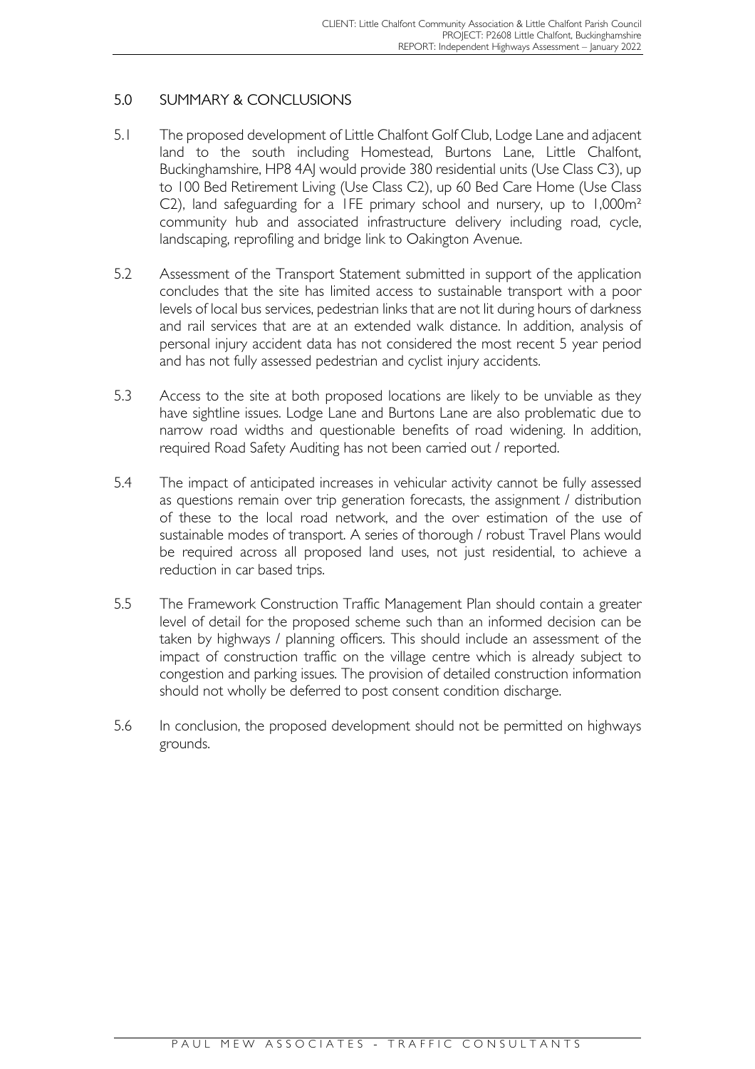## 5.0 SUMMARY & CONCLUSIONS

5.1 The proposed development of Little Chalfont Golf Club, Lodge Lane and adjacent land to the south including Homestead, Burtons Lane, Little Chalfont, Buckinghamshire, HP8 4AJ would provide 380 residential units (Use Class C3), up to 100 Bed Retirement Living (Use Class C2), up 60 Bed Care Home (Use Class C2), land safeguarding for a 1FE primary school and nursery, up to 1,000m² community hub and associated infrastructure delivery including road, cycle, landscaping, reprofiling and bridge link to Oakington Avenue.

5.2 Assessment of the Transport Statement submitted in support of the application concludes that the site has limited access to sustainable transport with a poor levels of local bus services, pedestrian links that are not lit during hours of darkness and rail services that are at an extended walk distance. In addition, analysis of personal injury accident data has not considered the most recent 5 year period and has not fully assessed pedestrian and cyclist injury accidents.

5.3 Access to the site at both proposed locations are likely to be unviable as they have sightline issues. Lodge Lane and Burtons Lane are also problematic due to narrow road widths and questionable benefits of road widening. In addition, required Road Safety Auditing has not been carried out / reported.

5.4 The impact of anticipated increases in vehicular activity cannot be fully assessed as questions remain over trip generation forecasts, the assignment / distribution of these to the local road network, and the over estimation of the use of sustainable modes of transport. A series of thorough / robust Travel Plans would be required across all proposed land uses, not just residential, to achieve a reduction in car based trips.

5.5 The Framework Construction Traffic Management Plan should contain a greater level of detail for the proposed scheme such than an informed decision can be taken by highways / planning officers. This should include an assessment of the impact of construction traffic on the village centre which is already subject to congestion and parking issues. The provision of detailed construction information should not wholly be deferred to post consent condition discharge.

5.6 In conclusion, the proposed development should not be permitted on highways grounds.